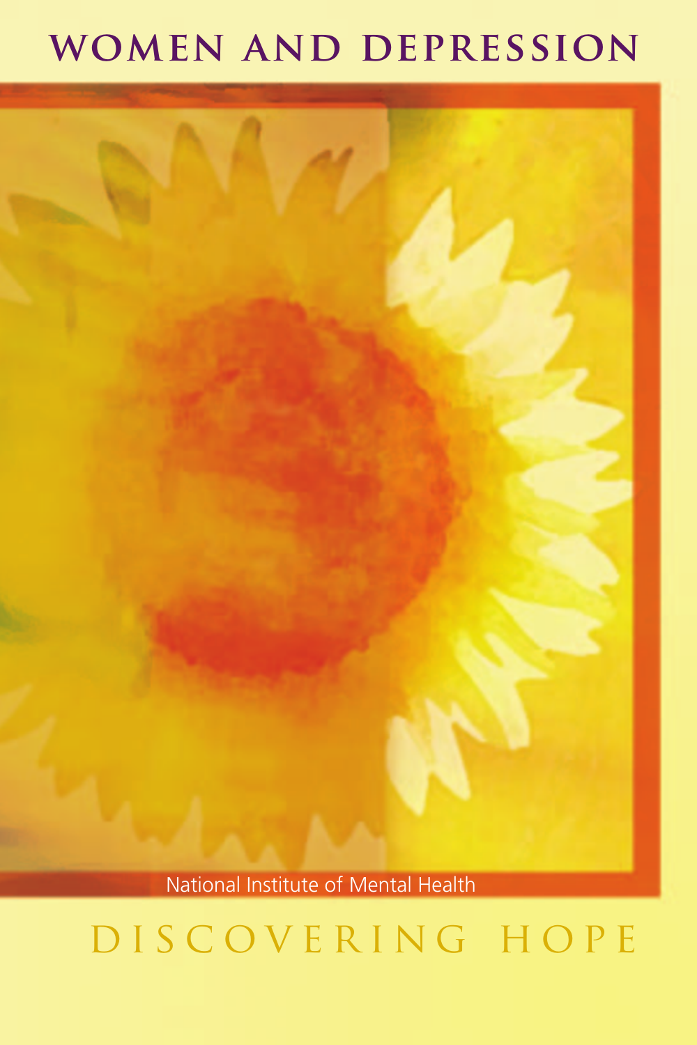# WOMEN AND DEPRESSION

National Institute of Mental Health

## DISCOVERING HOPE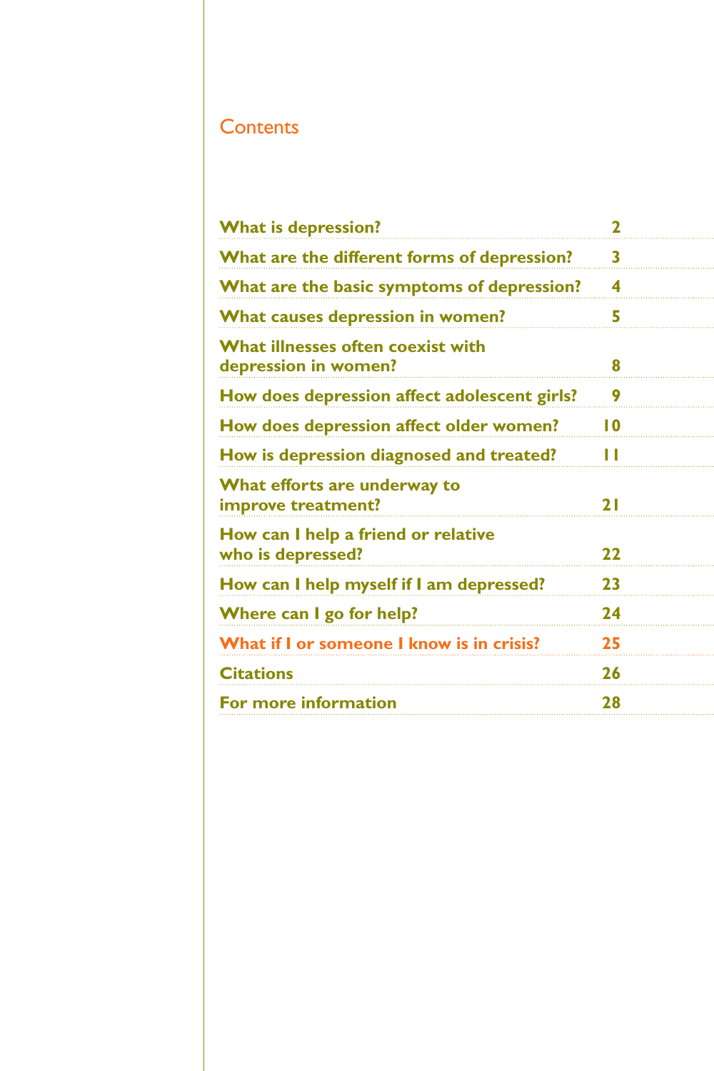## Contents

| | |
|---|---|
| **What is depression?** | **2** |
| **What are the different forms of depression?** | **3** |
| **What are the basic symptoms of depression?** | **4** |
| **What causes depression in women?** | **5** |
| **What illnesses often coexist with depression in women?** | **8** |
| **How does depression affect adolescent girls?** | **9** |
| **How does depression affect older women?** | **10** |
| **How is depression diagnosed and treated?** | **11** |
| **What efforts are underway to improve treatment?** | **21** |
| **How can I help a friend or relative who is depressed?** | **22** |
| **How can I help myself if I am depressed?** | **23** |
| **Where can I go for help?** | **24** |
| **What if I or someone I know is in crisis?** | **25** |
| **Citations** | **26** |
| **For more information** | **28** |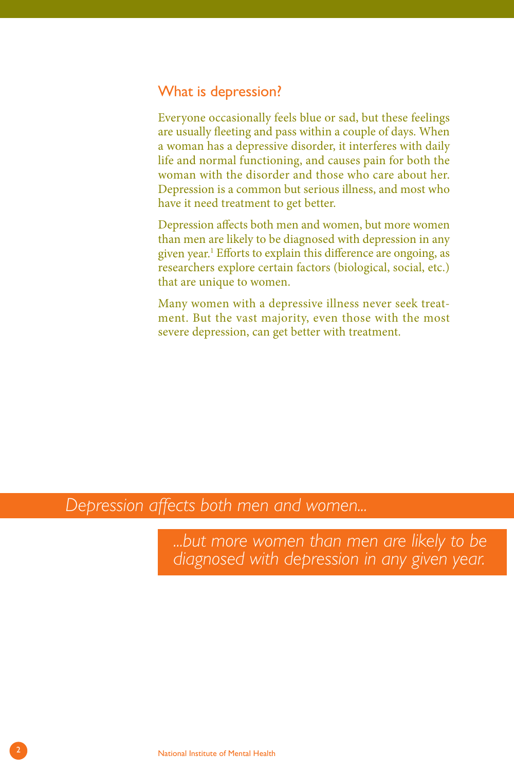## What is depression?

Everyone occasionally feels blue or sad, but these feelings are usually fleeting and pass within a couple of days. When a woman has a depressive disorder, it interferes with daily life and normal functioning, and causes pain for both the woman with the disorder and those who care about her. Depression is a common but serious illness, and most who have it need treatment to get better.

Depression affects both men and women, but more women than men are likely to be diagnosed with depression in any given year.[1] Efforts to explain this difference are ongoing, as researchers explore certain factors (biological, social, etc.) that are unique to women.

Many women with a depressive illness never seek treatment. But the vast majority, even those with the most severe depression, can get better with treatment.

*Depression affects both men and women...*

*...but more women than men are likely to be diagnosed with depression in any given year.*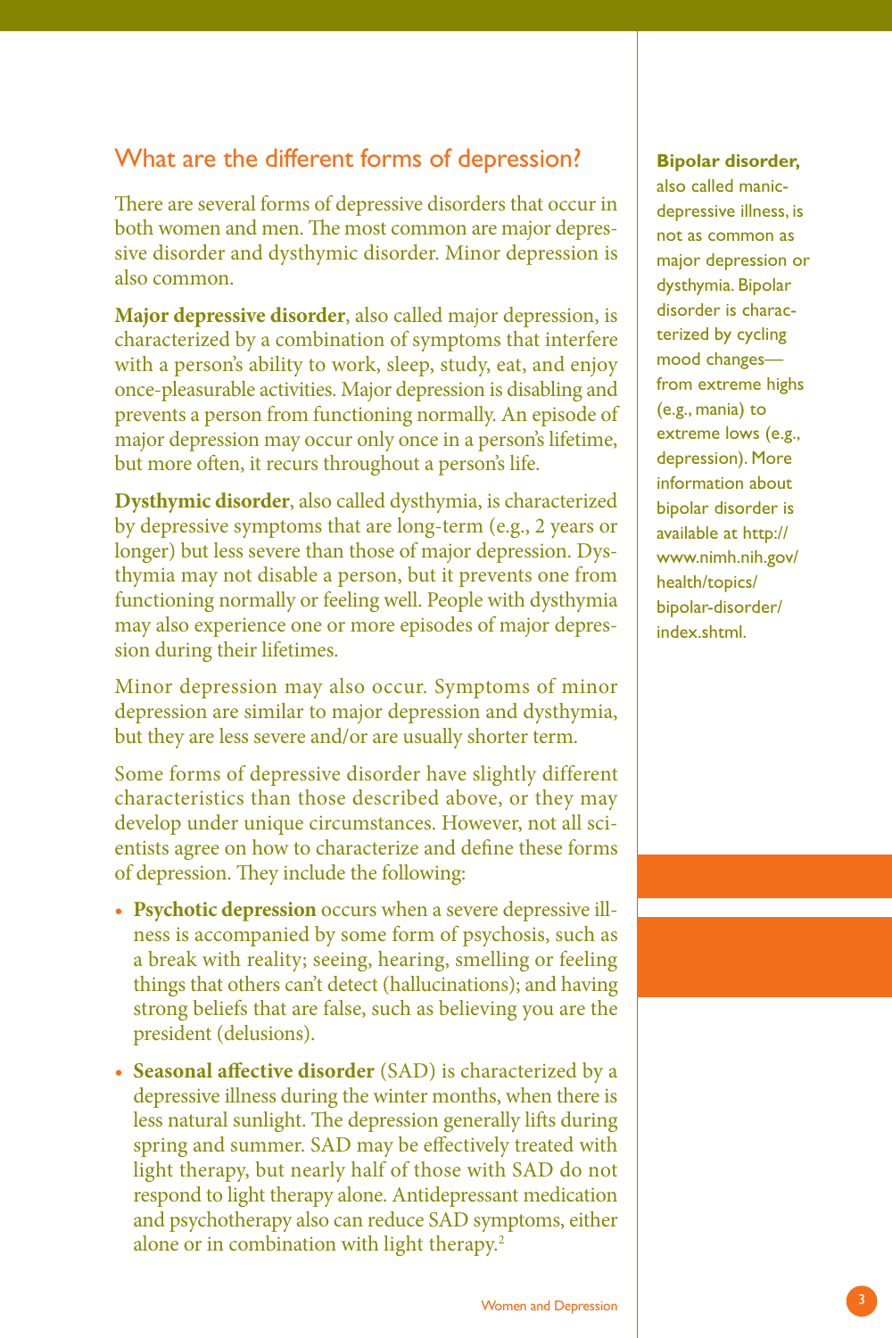## What are the different forms of depression?

There are several forms of depressive disorders that occur in both women and men. The most common are major depressive disorder and dysthymic disorder. Minor depression is also common.

**Major depressive disorder**, also called major depression, is characterized by a combination of symptoms that interfere with a person's ability to work, sleep, study, eat, and enjoy once-pleasurable activities. Major depression is disabling and prevents a person from functioning normally. An episode of major depression may occur only once in a person's lifetime, but more often, it recurs throughout a person's life.

**Dysthymic disorder**, also called dysthymia, is characterized by depressive symptoms that are long-term (e.g., 2 years or longer) but less severe than those of major depression. Dysthymia may not disable a person, but it prevents one from functioning normally or feeling well. People with dysthymia may also experience one or more episodes of major depression during their lifetimes.

Minor depression may also occur. Symptoms of minor depression are similar to major depression and dysthymia, but they are less severe and/or are usually shorter term.

Some forms of depressive disorder have slightly different characteristics than those described above, or they may develop under unique circumstances. However, not all scientists agree on how to characterize and define these forms of depression. They include the following:

- **Psychotic depression** occurs when a severe depressive illness is accompanied by some form of psychosis, such as a break with reality; seeing, hearing, smelling or feeling things that others can't detect (hallucinations); and having strong beliefs that are false, such as believing you are the president (delusions).
- **Seasonal affective disorder** (SAD) is characterized by a depressive illness during the winter months, when there is less natural sunlight. The depression generally lifts during spring and summer. SAD may be effectively treated with light therapy, but nearly half of those with SAD do not respond to light therapy alone. Antidepressant medication and psychotherapy also can reduce SAD symptoms, either alone or in combination with light therapy.[2]

**Bipolar disorder,** also called manic-depressive illness, is not as common as major depression or dysthymia. Bipolar disorder is characterized by cycling mood changes—from extreme highs (e.g., mania) to extreme lows (e.g., depression). More information about bipolar disorder is available at http://www.nimh.nih.gov/health/topics/bipolar-disorder/index.shtml.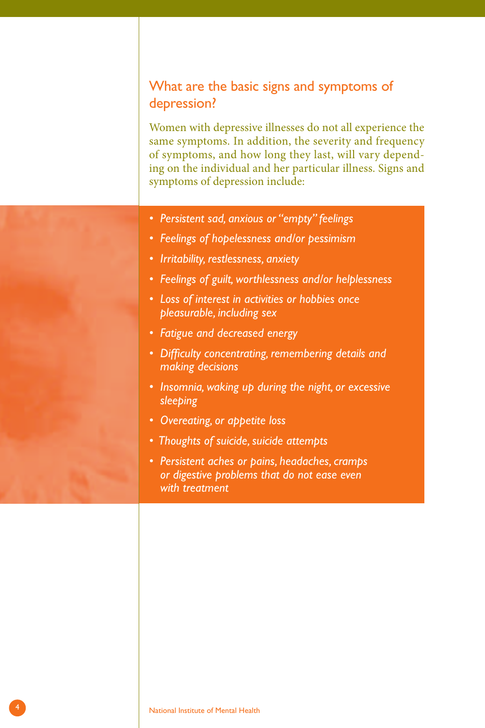## What are the basic signs and symptoms of depression?

Women with depressive illnesses do not all experience the same symptoms. In addition, the severity and frequency of symptoms, and how long they last, will vary depending on the individual and her particular illness. Signs and symptoms of depression include:

- *Persistent sad, anxious or "empty" feelings*
- *Feelings of hopelessness and/or pessimism*
- *Irritability, restlessness, anxiety*
- *Feelings of guilt, worthlessness and/or helplessness*
- *Loss of interest in activities or hobbies once pleasurable, including sex*
- *Fatigue and decreased energy*
- *Difficulty concentrating, remembering details and making decisions*
- *Insomnia, waking up during the night, or excessive sleeping*
- *Overeating, or appetite loss*
- *Thoughts of suicide, suicide attempts*
- *Persistent aches or pains, headaches, cramps or digestive problems that do not ease even with treatment*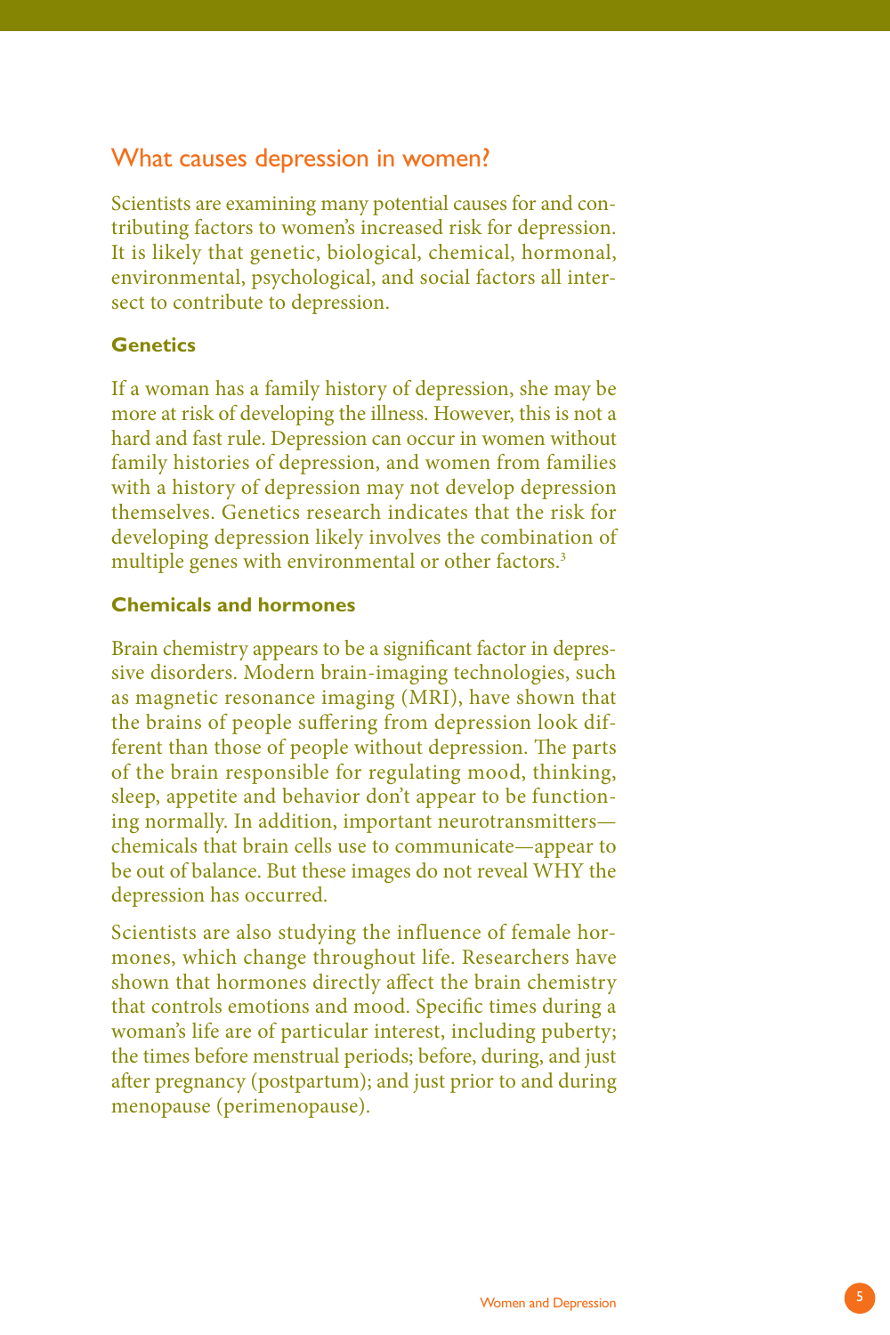## What causes depression in women?

Scientists are examining many potential causes for and contributing factors to women's increased risk for depression. It is likely that genetic, biological, chemical, hormonal, environmental, psychological, and social factors all intersect to contribute to depression.

### Genetics

If a woman has a family history of depression, she may be more at risk of developing the illness. However, this is not a hard and fast rule. Depression can occur in women without family histories of depression, and women from families with a history of depression may not develop depression themselves. Genetics research indicates that the risk for developing depression likely involves the combination of multiple genes with environmental or other factors.[3]

### Chemicals and hormones

Brain chemistry appears to be a significant factor in depressive disorders. Modern brain-imaging technologies, such as magnetic resonance imaging (MRI), have shown that the brains of people suffering from depression look different than those of people without depression. The parts of the brain responsible for regulating mood, thinking, sleep, appetite and behavior don't appear to be functioning normally. In addition, important neurotransmitters—chemicals that brain cells use to communicate—appear to be out of balance. But these images do not reveal WHY the depression has occurred.

Scientists are also studying the influence of female hormones, which change throughout life. Researchers have shown that hormones directly affect the brain chemistry that controls emotions and mood. Specific times during a woman's life are of particular interest, including puberty; the times before menstrual periods; before, during, and just after pregnancy (postpartum); and just prior to and during menopause (perimenopause).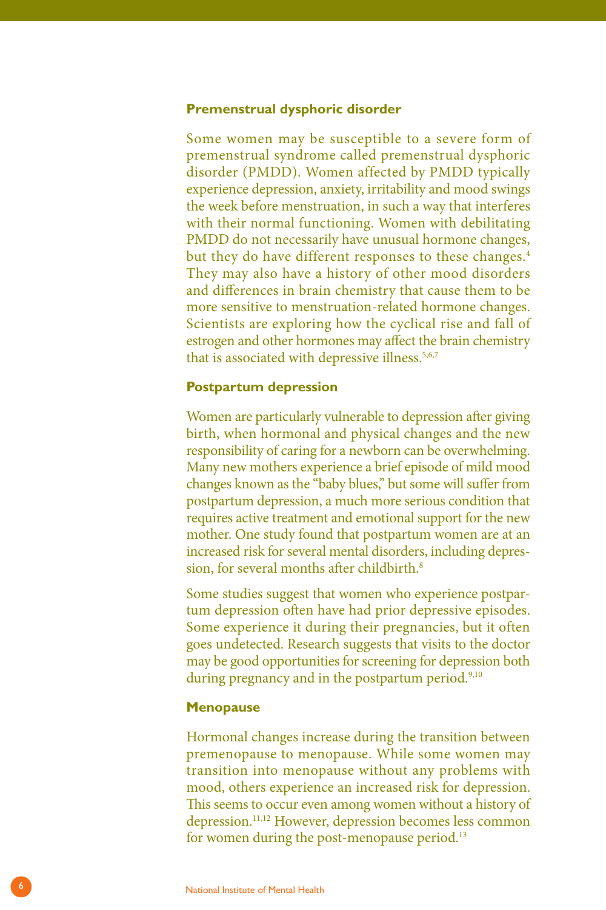### Premenstrual dysphoric disorder

Some women may be susceptible to a severe form of premenstrual syndrome called premenstrual dysphoric disorder (PMDD). Women affected by PMDD typically experience depression, anxiety, irritability and mood swings the week before menstruation, in such a way that interferes with their normal functioning. Women with debilitating PMDD do not necessarily have unusual hormone changes, but they do have different responses to these changes.[4] They may also have a history of other mood disorders and differences in brain chemistry that cause them to be more sensitive to menstruation-related hormone changes. Scientists are exploring how the cyclical rise and fall of estrogen and other hormones may affect the brain chemistry that is associated with depressive illness.[5,6,7]

### Postpartum depression

Women are particularly vulnerable to depression after giving birth, when hormonal and physical changes and the new responsibility of caring for a newborn can be overwhelming. Many new mothers experience a brief episode of mild mood changes known as the "baby blues," but some will suffer from postpartum depression, a much more serious condition that requires active treatment and emotional support for the new mother. One study found that postpartum women are at an increased risk for several mental disorders, including depression, for several months after childbirth.[8]

Some studies suggest that women who experience postpartum depression often have had prior depressive episodes. Some experience it during their pregnancies, but it often goes undetected. Research suggests that visits to the doctor may be good opportunities for screening for depression both during pregnancy and in the postpartum period.[9,10]

### Menopause

Hormonal changes increase during the transition between premenopause to menopause. While some women may transition into menopause without any problems with mood, others experience an increased risk for depression. This seems to occur even among women without a history of depression.[11,12] However, depression becomes less common for women during the post-menopause period.[13]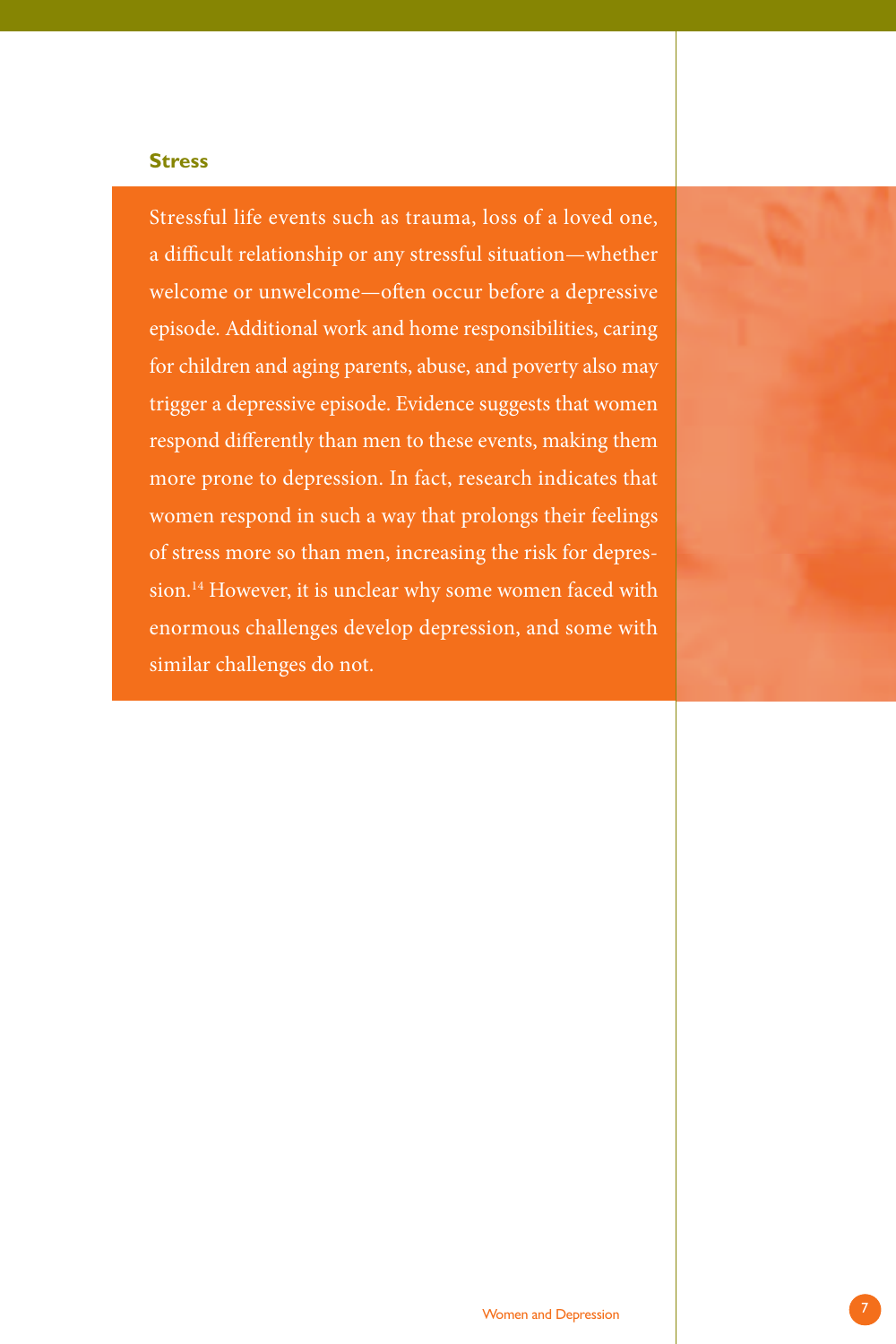### Stress

Stressful life events such as trauma, loss of a loved one, a difficult relationship or any stressful situation—whether welcome or unwelcome—often occur before a depressive episode. Additional work and home responsibilities, caring for children and aging parents, abuse, and poverty also may trigger a depressive episode. Evidence suggests that women respond differently than men to these events, making them more prone to depression. In fact, research indicates that women respond in such a way that prolongs their feelings of stress more so than men, increasing the risk for depression.[14] However, it is unclear why some women faced with enormous challenges develop depression, and some with similar challenges do not.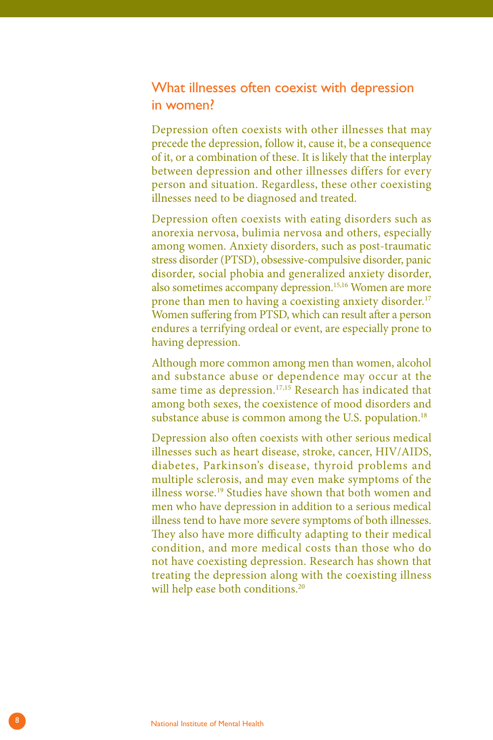## What illnesses often coexist with depression in women?

Depression often coexists with other illnesses that may precede the depression, follow it, cause it, be a consequence of it, or a combination of these. It is likely that the interplay between depression and other illnesses differs for every person and situation. Regardless, these other coexisting illnesses need to be diagnosed and treated.

Depression often coexists with eating disorders such as anorexia nervosa, bulimia nervosa and others, especially among women. Anxiety disorders, such as post-traumatic stress disorder (PTSD), obsessive-compulsive disorder, panic disorder, social phobia and generalized anxiety disorder, also sometimes accompany depression.[15,16] Women are more prone than men to having a coexisting anxiety disorder.[17] Women suffering from PTSD, which can result after a person endures a terrifying ordeal or event, are especially prone to having depression.

Although more common among men than women, alcohol and substance abuse or dependence may occur at the same time as depression.[17,15] Research has indicated that among both sexes, the coexistence of mood disorders and substance abuse is common among the U.S. population.[18]

Depression also often coexists with other serious medical illnesses such as heart disease, stroke, cancer, HIV/AIDS, diabetes, Parkinson's disease, thyroid problems and multiple sclerosis, and may even make symptoms of the illness worse.[19] Studies have shown that both women and men who have depression in addition to a serious medical illness tend to have more severe symptoms of both illnesses. They also have more difficulty adapting to their medical condition, and more medical costs than those who do not have coexisting depression. Research has shown that treating the depression along with the coexisting illness will help ease both conditions.[20]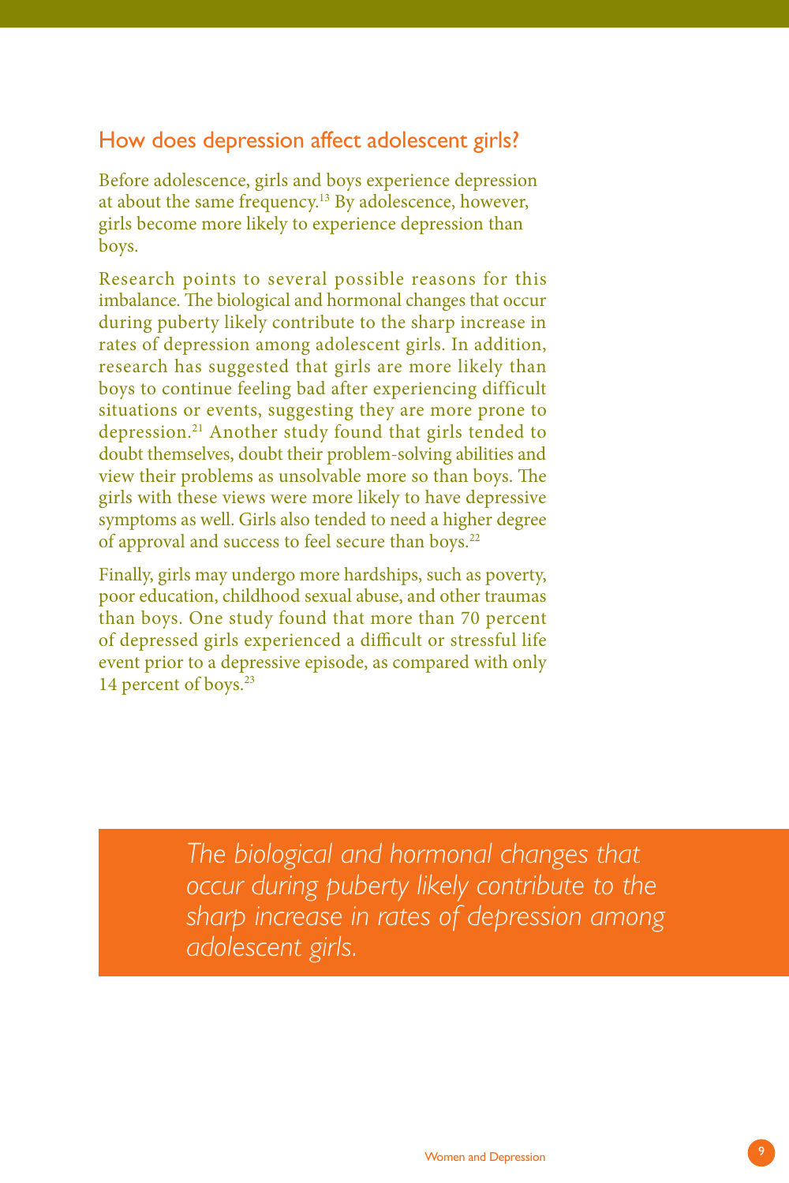## How does depression affect adolescent girls?

Before adolescence, girls and boys experience depression at about the same frequency.[13] By adolescence, however, girls become more likely to experience depression than boys.

Research points to several possible reasons for this imbalance. The biological and hormonal changes that occur during puberty likely contribute to the sharp increase in rates of depression among adolescent girls. In addition, research has suggested that girls are more likely than boys to continue feeling bad after experiencing difficult situations or events, suggesting they are more prone to depression.[21] Another study found that girls tended to doubt themselves, doubt their problem-solving abilities and view their problems as unsolvable more so than boys. The girls with these views were more likely to have depressive symptoms as well. Girls also tended to need a higher degree of approval and success to feel secure than boys.[22]

Finally, girls may undergo more hardships, such as poverty, poor education, childhood sexual abuse, and other traumas than boys. One study found that more than 70 percent of depressed girls experienced a difficult or stressful life event prior to a depressive episode, as compared with only 14 percent of boys.[23]

> *The biological and hormonal changes that occur during puberty likely contribute to the sharp increase in rates of depression among adolescent girls.*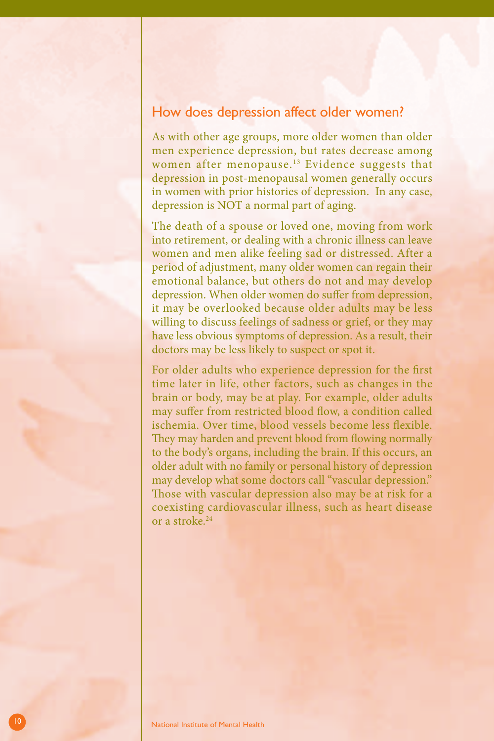## How does depression affect older women?

As with other age groups, more older women than older men experience depression, but rates decrease among women after menopause.[13] Evidence suggests that depression in post-menopausal women generally occurs in women with prior histories of depression. In any case, depression is NOT a normal part of aging.

The death of a spouse or loved one, moving from work into retirement, or dealing with a chronic illness can leave women and men alike feeling sad or distressed. After a period of adjustment, many older women can regain their emotional balance, but others do not and may develop depression. When older women do suffer from depression, it may be overlooked because older adults may be less willing to discuss feelings of sadness or grief, or they may have less obvious symptoms of depression. As a result, their doctors may be less likely to suspect or spot it.

For older adults who experience depression for the first time later in life, other factors, such as changes in the brain or body, may be at play. For example, older adults may suffer from restricted blood flow, a condition called ischemia. Over time, blood vessels become less flexible. They may harden and prevent blood from flowing normally to the body's organs, including the brain. If this occurs, an older adult with no family or personal history of depression may develop what some doctors call "vascular depression." Those with vascular depression also may be at risk for a coexisting cardiovascular illness, such as heart disease or a stroke.[24]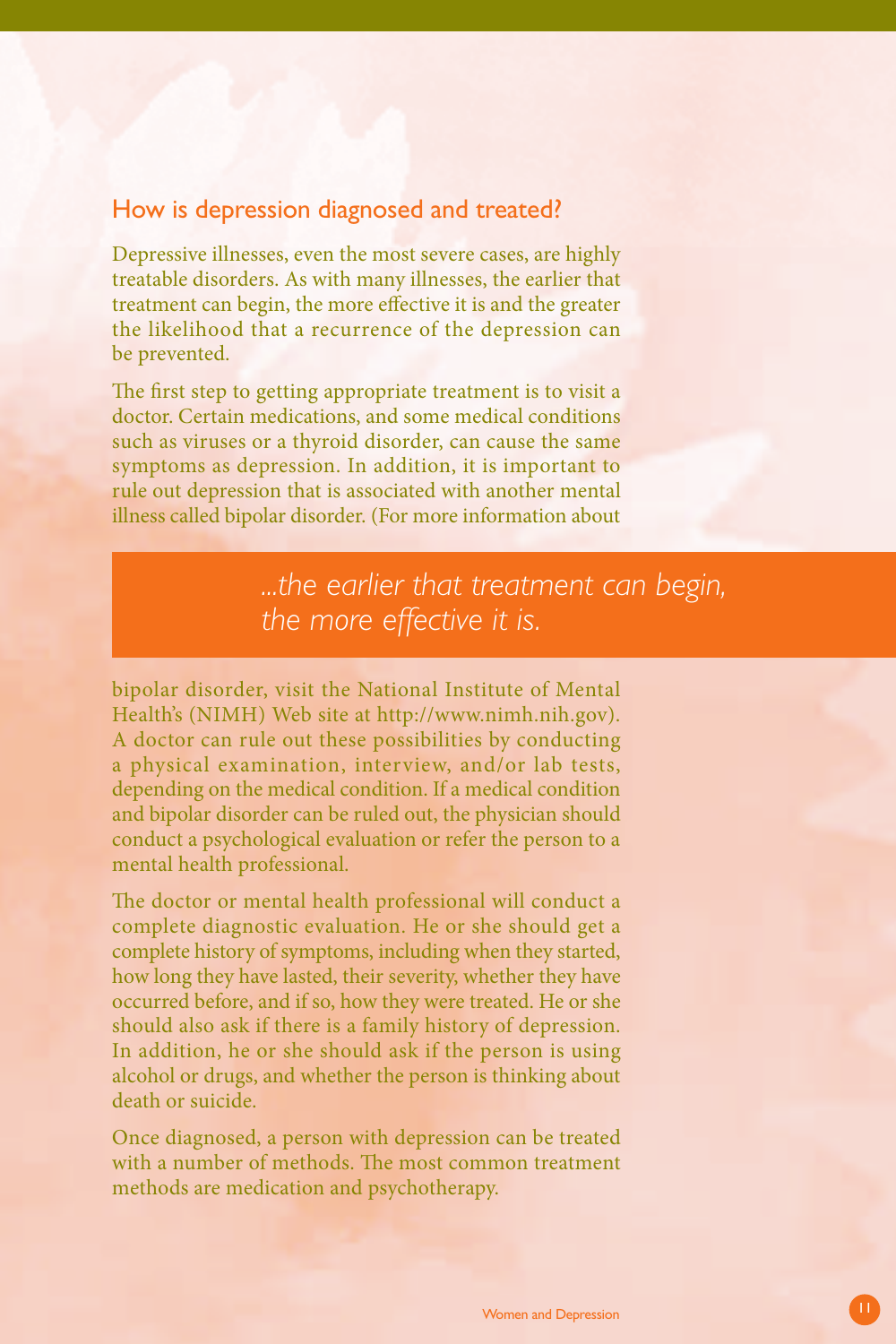## How is depression diagnosed and treated?

Depressive illnesses, even the most severe cases, are highly treatable disorders. As with many illnesses, the earlier that treatment can begin, the more effective it is and the greater the likelihood that a recurrence of the depression can be prevented.

The first step to getting appropriate treatment is to visit a doctor. Certain medications, and some medical conditions such as viruses or a thyroid disorder, can cause the same symptoms as depression. In addition, it is important to rule out depression that is associated with another mental illness called bipolar disorder. (For more information about bipolar disorder, visit the National Institute of Mental Health's (NIMH) Web site at http://www.nimh.nih.gov). A doctor can rule out these possibilities by conducting a physical examination, interview, and/or lab tests, depending on the medical condition. If a medical condition and bipolar disorder can be ruled out, the physician should conduct a psychological evaluation or refer the person to a mental health professional.

> *...the earlier that treatment can begin, the more effective it is.*

The doctor or mental health professional will conduct a complete diagnostic evaluation. He or she should get a complete history of symptoms, including when they started, how long they have lasted, their severity, whether they have occurred before, and if so, how they were treated. He or she should also ask if there is a family history of depression. In addition, he or she should ask if the person is using alcohol or drugs, and whether the person is thinking about death or suicide.

Once diagnosed, a person with depression can be treated with a number of methods. The most common treatment methods are medication and psychotherapy.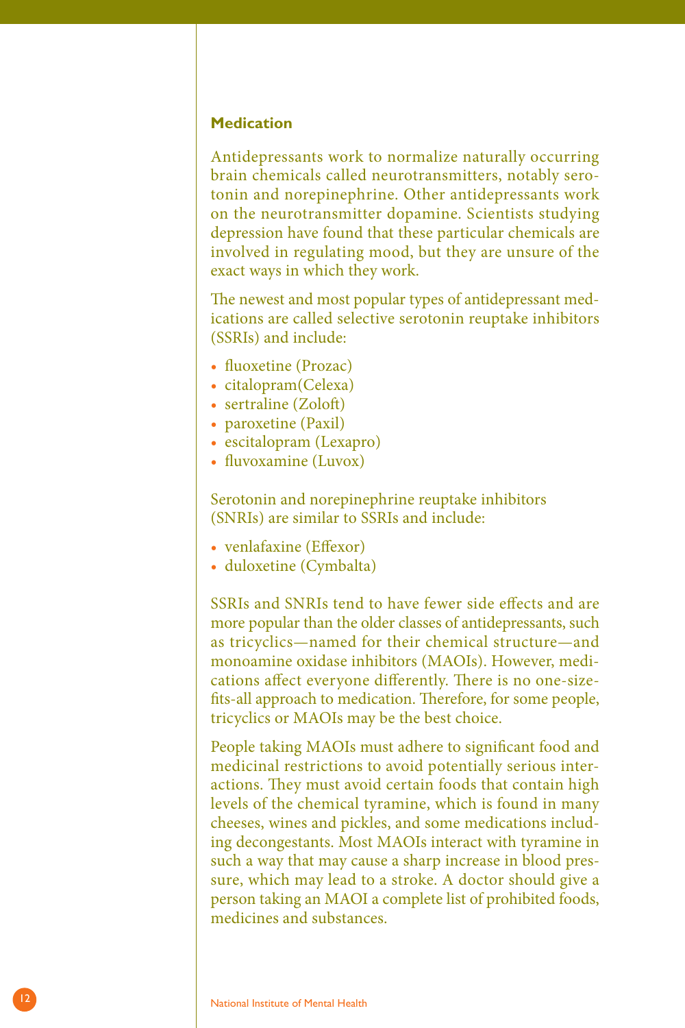## Medication

Antidepressants work to normalize naturally occurring brain chemicals called neurotransmitters, notably serotonin and norepinephrine. Other antidepressants work on the neurotransmitter dopamine. Scientists studying depression have found that these particular chemicals are involved in regulating mood, but they are unsure of the exact ways in which they work.

The newest and most popular types of antidepressant medications are called selective serotonin reuptake inhibitors (SSRIs) and include:

- fluoxetine (Prozac)
- citalopram(Celexa)
- sertraline (Zoloft)
- paroxetine (Paxil)
- escitalopram (Lexapro)
- fluvoxamine (Luvox)

Serotonin and norepinephrine reuptake inhibitors (SNRIs) are similar to SSRIs and include:

- venlafaxine (Effexor)
- duloxetine (Cymbalta)

SSRIs and SNRIs tend to have fewer side effects and are more popular than the older classes of antidepressants, such as tricyclics—named for their chemical structure—and monoamine oxidase inhibitors (MAOIs). However, medications affect everyone differently. There is no one-size-fits-all approach to medication. Therefore, for some people, tricyclics or MAOIs may be the best choice.

People taking MAOIs must adhere to significant food and medicinal restrictions to avoid potentially serious interactions. They must avoid certain foods that contain high levels of the chemical tyramine, which is found in many cheeses, wines and pickles, and some medications including decongestants. Most MAOIs interact with tyramine in such a way that may cause a sharp increase in blood pressure, which may lead to a stroke. A doctor should give a person taking an MAOI a complete list of prohibited foods, medicines and substances.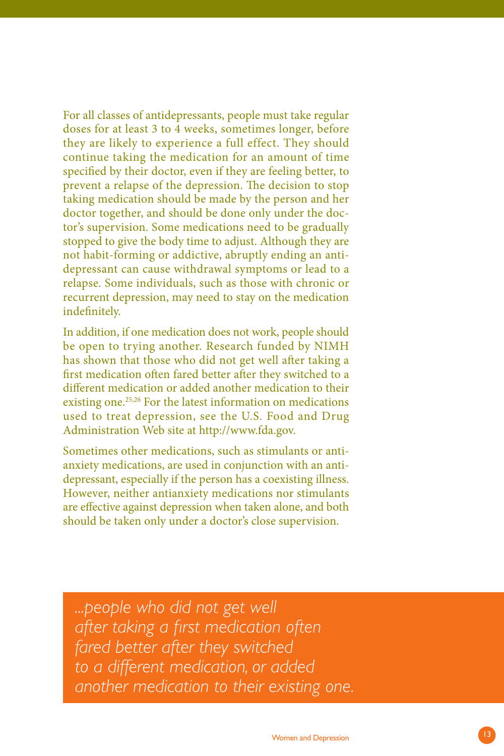For all classes of antidepressants, people must take regular doses for at least 3 to 4 weeks, sometimes longer, before they are likely to experience a full effect. They should continue taking the medication for an amount of time specified by their doctor, even if they are feeling better, to prevent a relapse of the depression. The decision to stop taking medication should be made by the person and her doctor together, and should be done only under the doctor's supervision. Some medications need to be gradually stopped to give the body time to adjust. Although they are not habit-forming or addictive, abruptly ending an antidepressant can cause withdrawal symptoms or lead to a relapse. Some individuals, such as those with chronic or recurrent depression, may need to stay on the medication indefinitely.

In addition, if one medication does not work, people should be open to trying another. Research funded by NIMH has shown that those who did not get well after taking a first medication often fared better after they switched to a different medication or added another medication to their existing one.[25,26] For the latest information on medications used to treat depression, see the U.S. Food and Drug Administration Web site at http://www.fda.gov.

Sometimes other medications, such as stimulants or antianxiety medications, are used in conjunction with an antidepressant, especially if the person has a coexisting illness. However, neither antianxiety medications nor stimulants are effective against depression when taken alone, and both should be taken only under a doctor's close supervision.

> *...people who did not get well after taking a first medication often fared better after they switched to a different medication, or added another medication to their existing one.*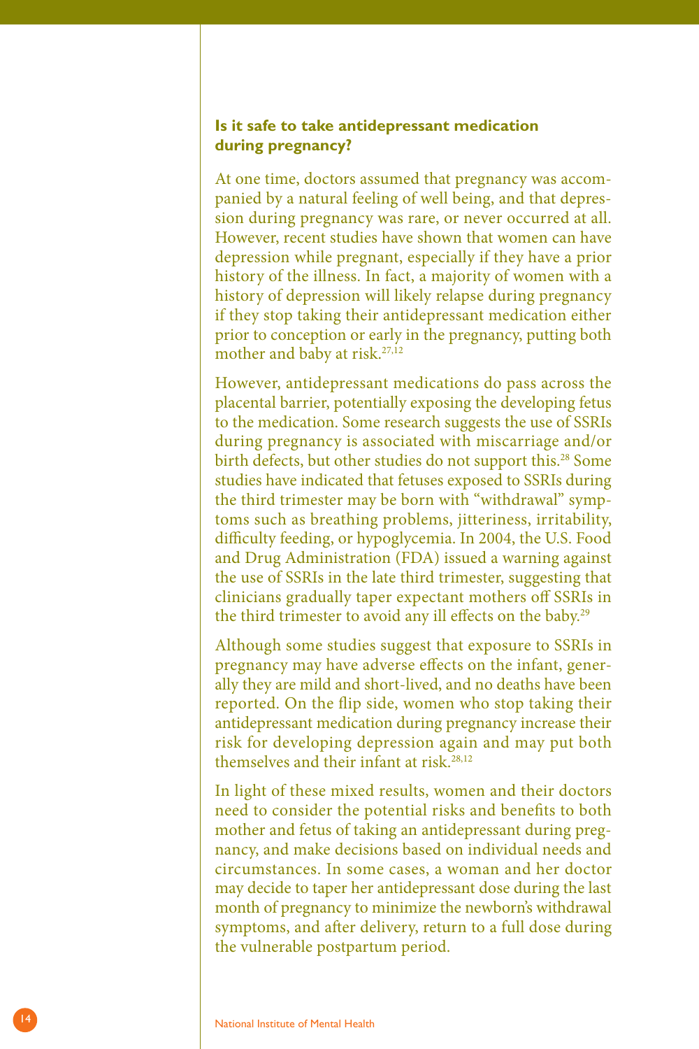### Is it safe to take antidepressant medication during pregnancy?

At one time, doctors assumed that pregnancy was accompanied by a natural feeling of well being, and that depression during pregnancy was rare, or never occurred at all. However, recent studies have shown that women can have depression while pregnant, especially if they have a prior history of the illness. In fact, a majority of women with a history of depression will likely relapse during pregnancy if they stop taking their antidepressant medication either prior to conception or early in the pregnancy, putting both mother and baby at risk.[27,12]

However, antidepressant medications do pass across the placental barrier, potentially exposing the developing fetus to the medication. Some research suggests the use of SSRIs during pregnancy is associated with miscarriage and/or birth defects, but other studies do not support this.[28] Some studies have indicated that fetuses exposed to SSRIs during the third trimester may be born with "withdrawal" symptoms such as breathing problems, jitteriness, irritability, difficulty feeding, or hypoglycemia. In 2004, the U.S. Food and Drug Administration (FDA) issued a warning against the use of SSRIs in the late third trimester, suggesting that clinicians gradually taper expectant mothers off SSRIs in the third trimester to avoid any ill effects on the baby.[29]

Although some studies suggest that exposure to SSRIs in pregnancy may have adverse effects on the infant, generally they are mild and short-lived, and no deaths have been reported. On the flip side, women who stop taking their antidepressant medication during pregnancy increase their risk for developing depression again and may put both themselves and their infant at risk.[28,12]

In light of these mixed results, women and their doctors need to consider the potential risks and benefits to both mother and fetus of taking an antidepressant during pregnancy, and make decisions based on individual needs and circumstances. In some cases, a woman and her doctor may decide to taper her antidepressant dose during the last month of pregnancy to minimize the newborn's withdrawal symptoms, and after delivery, return to a full dose during the vulnerable postpartum period.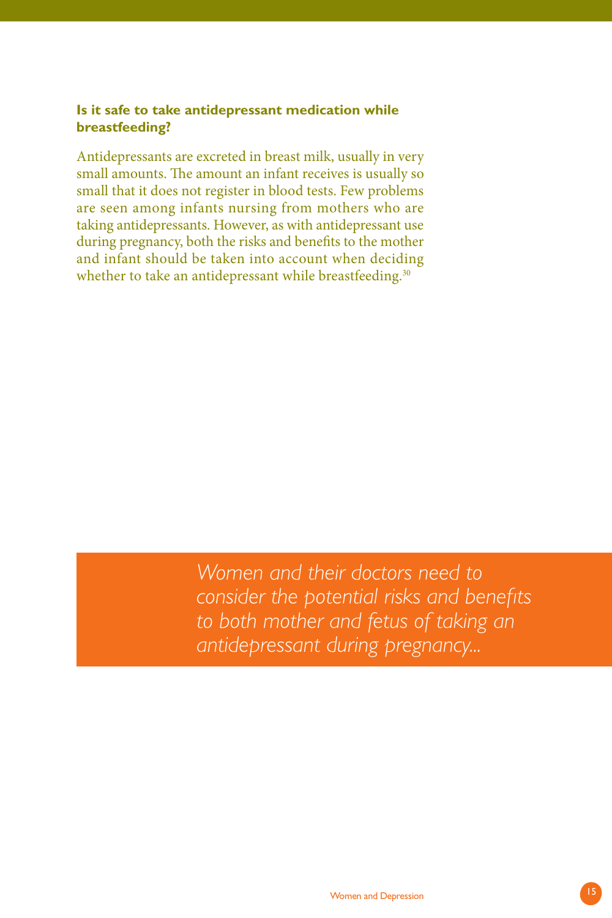### Is it safe to take antidepressant medication while breastfeeding?

Antidepressants are excreted in breast milk, usually in very small amounts. The amount an infant receives is usually so small that it does not register in blood tests. Few problems are seen among infants nursing from mothers who are taking antidepressants. However, as with antidepressant use during pregnancy, both the risks and benefits to the mother and infant should be taken into account when deciding whether to take an antidepressant while breastfeeding.[30]

*Women and their doctors need to consider the potential risks and benefits to both mother and fetus of taking an antidepressant during pregnancy...*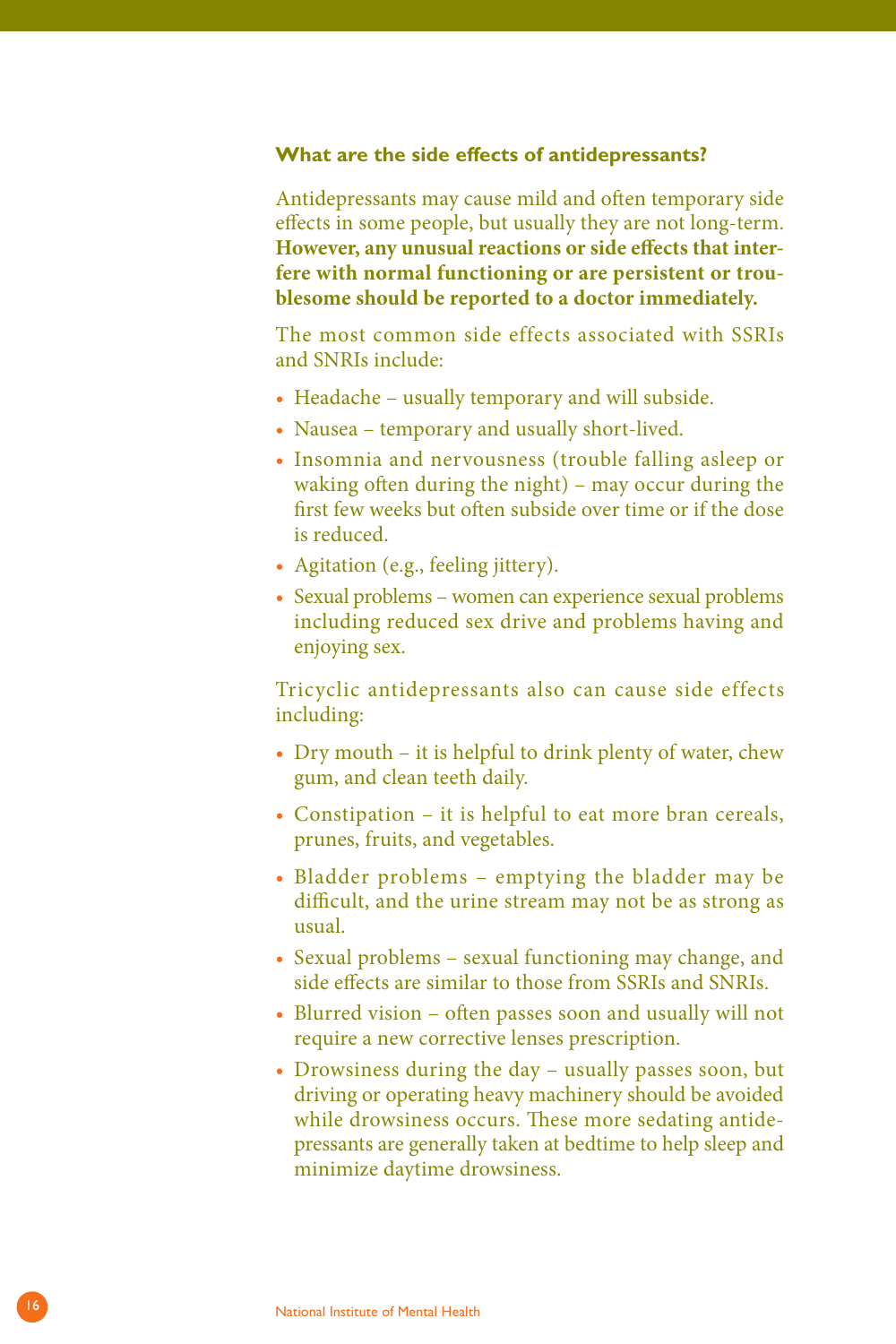### What are the side effects of antidepressants?

Antidepressants may cause mild and often temporary side effects in some people, but usually they are not long-term. **However, any unusual reactions or side effects that interfere with normal functioning or are persistent or troublesome should be reported to a doctor immediately.**

The most common side effects associated with SSRIs and SNRIs include:

- Headache – usually temporary and will subside.
- Nausea – temporary and usually short-lived.
- Insomnia and nervousness (trouble falling asleep or waking often during the night) – may occur during the first few weeks but often subside over time or if the dose is reduced.
- Agitation (e.g., feeling jittery).
- Sexual problems – women can experience sexual problems including reduced sex drive and problems having and enjoying sex.

Tricyclic antidepressants also can cause side effects including:

- Dry mouth – it is helpful to drink plenty of water, chew gum, and clean teeth daily.
- Constipation – it is helpful to eat more bran cereals, prunes, fruits, and vegetables.
- Bladder problems – emptying the bladder may be difficult, and the urine stream may not be as strong as usual.
- Sexual problems – sexual functioning may change, and side effects are similar to those from SSRIs and SNRIs.
- Blurred vision – often passes soon and usually will not require a new corrective lenses prescription.
- Drowsiness during the day – usually passes soon, but driving or operating heavy machinery should be avoided while drowsiness occurs. These more sedating antidepressants are generally taken at bedtime to help sleep and minimize daytime drowsiness.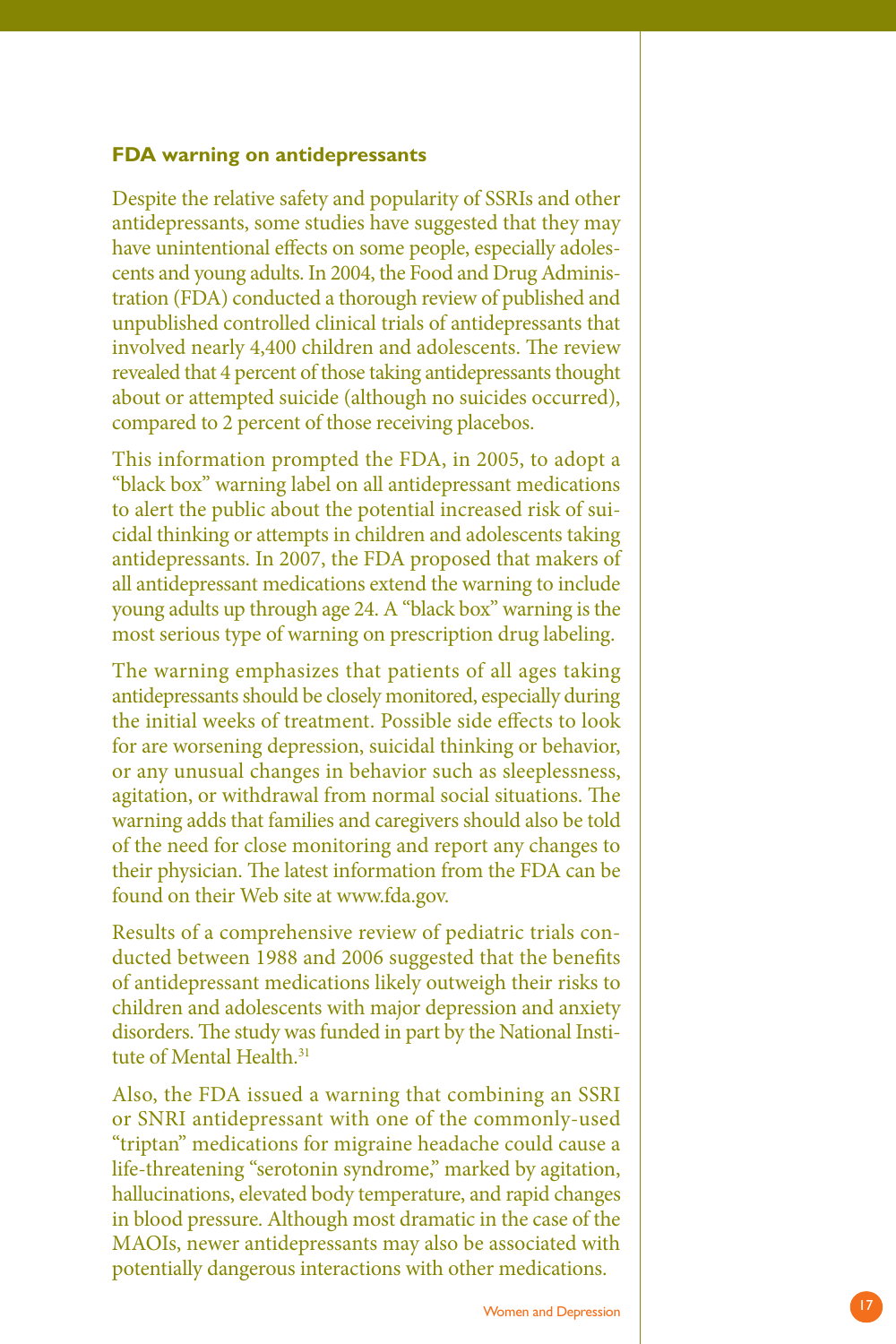### FDA warning on antidepressants

Despite the relative safety and popularity of SSRIs and other antidepressants, some studies have suggested that they may have unintentional effects on some people, especially adolescents and young adults. In 2004, the Food and Drug Administration (FDA) conducted a thorough review of published and unpublished controlled clinical trials of antidepressants that involved nearly 4,400 children and adolescents. The review revealed that 4 percent of those taking antidepressants thought about or attempted suicide (although no suicides occurred), compared to 2 percent of those receiving placebos.

This information prompted the FDA, in 2005, to adopt a "black box" warning label on all antidepressant medications to alert the public about the potential increased risk of suicidal thinking or attempts in children and adolescents taking antidepressants. In 2007, the FDA proposed that makers of all antidepressant medications extend the warning to include young adults up through age 24. A "black box" warning is the most serious type of warning on prescription drug labeling.

The warning emphasizes that patients of all ages taking antidepressants should be closely monitored, especially during the initial weeks of treatment. Possible side effects to look for are worsening depression, suicidal thinking or behavior, or any unusual changes in behavior such as sleeplessness, agitation, or withdrawal from normal social situations. The warning adds that families and caregivers should also be told of the need for close monitoring and report any changes to their physician. The latest information from the FDA can be found on their Web site at www.fda.gov.

Results of a comprehensive review of pediatric trials conducted between 1988 and 2006 suggested that the benefits of antidepressant medications likely outweigh their risks to children and adolescents with major depression and anxiety disorders. The study was funded in part by the National Institute of Mental Health.[31]

Also, the FDA issued a warning that combining an SSRI or SNRI antidepressant with one of the commonly-used "triptan" medications for migraine headache could cause a life-threatening "serotonin syndrome," marked by agitation, hallucinations, elevated body temperature, and rapid changes in blood pressure. Although most dramatic in the case of the MAOIs, newer antidepressants may also be associated with potentially dangerous interactions with other medications.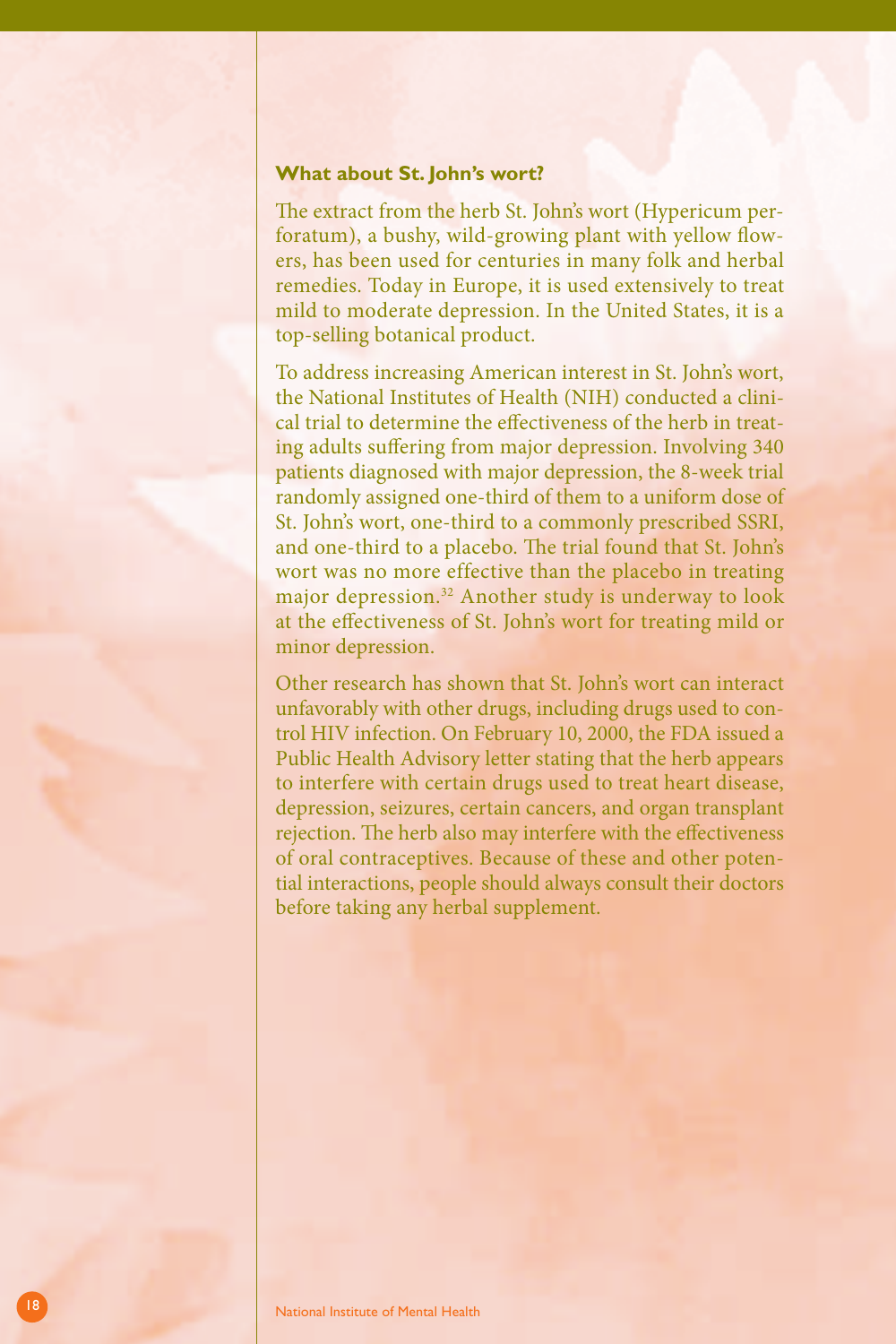### What about St. John's wort?

The extract from the herb St. John's wort (Hypericum perforatum), a bushy, wild-growing plant with yellow flowers, has been used for centuries in many folk and herbal remedies. Today in Europe, it is used extensively to treat mild to moderate depression. In the United States, it is a top-selling botanical product.

To address increasing American interest in St. John's wort, the National Institutes of Health (NIH) conducted a clinical trial to determine the effectiveness of the herb in treating adults suffering from major depression. Involving 340 patients diagnosed with major depression, the 8-week trial randomly assigned one-third of them to a uniform dose of St. John's wort, one-third to a commonly prescribed SSRI, and one-third to a placebo. The trial found that St. John's wort was no more effective than the placebo in treating major depression.[32] Another study is underway to look at the effectiveness of St. John's wort for treating mild or minor depression.

Other research has shown that St. John's wort can interact unfavorably with other drugs, including drugs used to control HIV infection. On February 10, 2000, the FDA issued a Public Health Advisory letter stating that the herb appears to interfere with certain drugs used to treat heart disease, depression, seizures, certain cancers, and organ transplant rejection. The herb also may interfere with the effectiveness of oral contraceptives. Because of these and other potential interactions, people should always consult their doctors before taking any herbal supplement.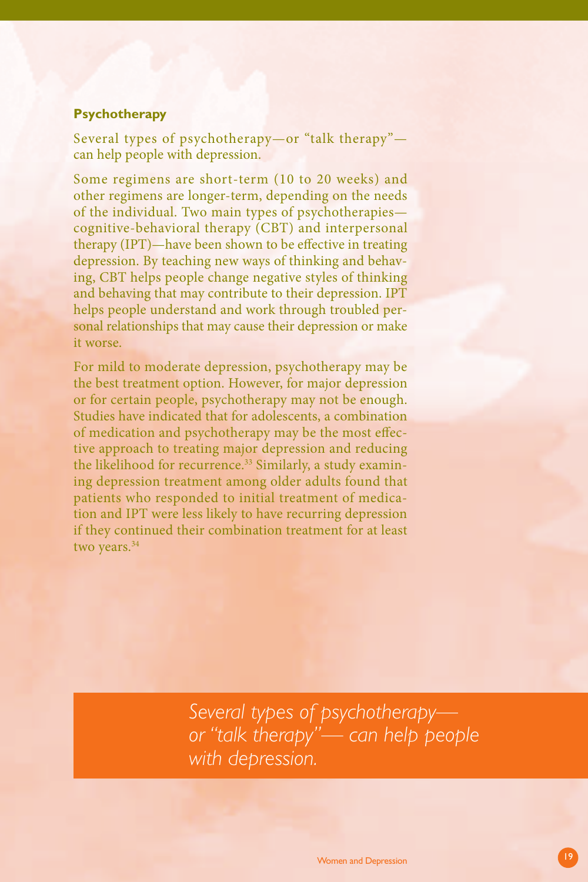### Psychotherapy

Several types of psychotherapy—or "talk therapy"—can help people with depression.

Some regimens are short-term (10 to 20 weeks) and other regimens are longer-term, depending on the needs of the individual. Two main types of psychotherapies—cognitive-behavioral therapy (CBT) and interpersonal therapy (IPT)—have been shown to be effective in treating depression. By teaching new ways of thinking and behaving, CBT helps people change negative styles of thinking and behaving that may contribute to their depression. IPT helps people understand and work through troubled personal relationships that may cause their depression or make it worse.

For mild to moderate depression, psychotherapy may be the best treatment option. However, for major depression or for certain people, psychotherapy may not be enough. Studies have indicated that for adolescents, a combination of medication and psychotherapy may be the most effective approach to treating major depression and reducing the likelihood for recurrence.[33] Similarly, a study examining depression treatment among older adults found that patients who responded to initial treatment of medication and IPT were less likely to have recurring depression if they continued their combination treatment for at least two years.[34]

*Several types of psychotherapy—or "talk therapy"— can help people with depression.*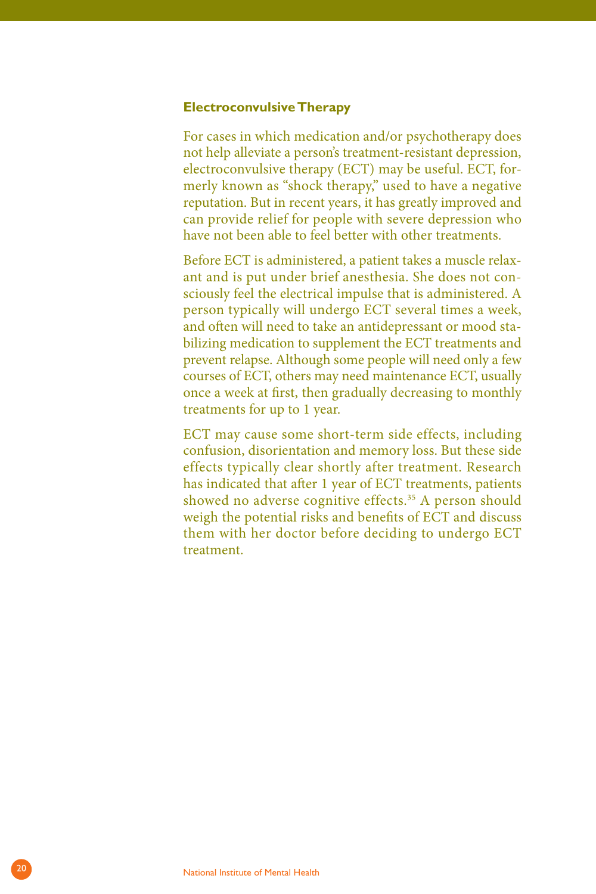### Electroconvulsive Therapy

For cases in which medication and/or psychotherapy does not help alleviate a person's treatment-resistant depression, electroconvulsive therapy (ECT) may be useful. ECT, formerly known as "shock therapy," used to have a negative reputation. But in recent years, it has greatly improved and can provide relief for people with severe depression who have not been able to feel better with other treatments.

Before ECT is administered, a patient takes a muscle relaxant and is put under brief anesthesia. She does not consciously feel the electrical impulse that is administered. A person typically will undergo ECT several times a week, and often will need to take an antidepressant or mood stabilizing medication to supplement the ECT treatments and prevent relapse. Although some people will need only a few courses of ECT, others may need maintenance ECT, usually once a week at first, then gradually decreasing to monthly treatments for up to 1 year.

ECT may cause some short-term side effects, including confusion, disorientation and memory loss. But these side effects typically clear shortly after treatment. Research has indicated that after 1 year of ECT treatments, patients showed no adverse cognitive effects.[35] A person should weigh the potential risks and benefits of ECT and discuss them with her doctor before deciding to undergo ECT treatment.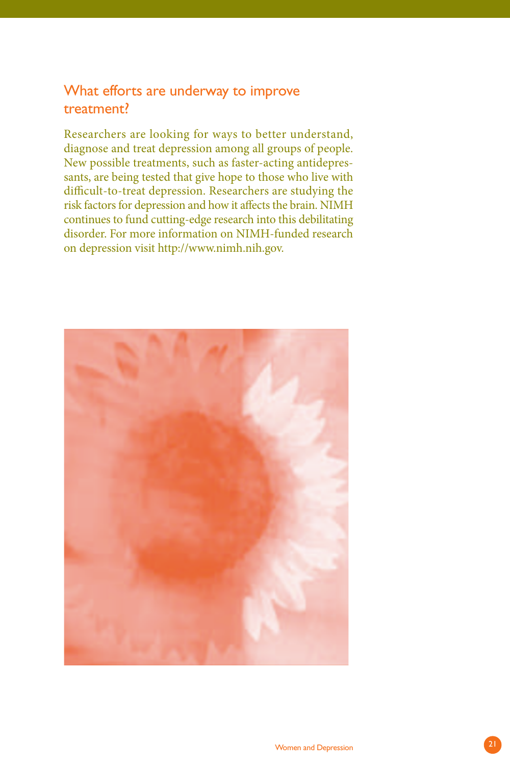## What efforts are underway to improve treatment?

Researchers are looking for ways to better understand, diagnose and treat depression among all groups of people. New possible treatments, such as faster-acting antidepressants, are being tested that give hope to those who live with difficult-to-treat depression. Researchers are studying the risk factors for depression and how it affects the brain. NIMH continues to fund cutting-edge research into this debilitating disorder. For more information on NIMH-funded research on depression visit http://www.nimh.nih.gov.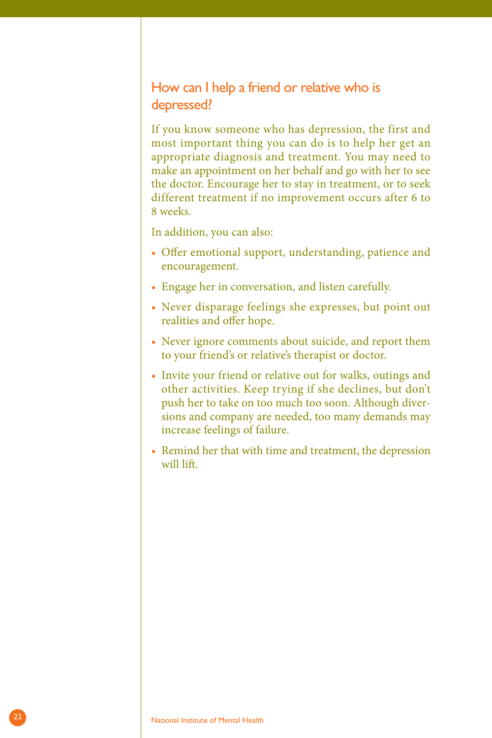## How can I help a friend or relative who is depressed?

If you know someone who has depression, the first and most important thing you can do is to help her get an appropriate diagnosis and treatment. You may need to make an appointment on her behalf and go with her to see the doctor. Encourage her to stay in treatment, or to seek different treatment if no improvement occurs after 6 to 8 weeks.

In addition, you can also:

- Offer emotional support, understanding, patience and encouragement.
- Engage her in conversation, and listen carefully.
- Never disparage feelings she expresses, but point out realities and offer hope.
- Never ignore comments about suicide, and report them to your friend's or relative's therapist or doctor.
- Invite your friend or relative out for walks, outings and other activities. Keep trying if she declines, but don't push her to take on too much too soon. Although diversions and company are needed, too many demands may increase feelings of failure.
- Remind her that with time and treatment, the depression will lift.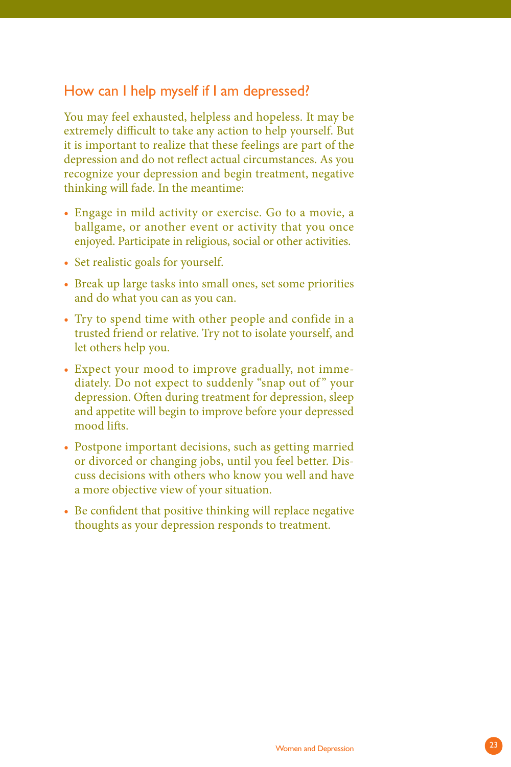## How can I help myself if I am depressed?

You may feel exhausted, helpless and hopeless. It may be extremely difficult to take any action to help yourself. But it is important to realize that these feelings are part of the depression and do not reflect actual circumstances. As you recognize your depression and begin treatment, negative thinking will fade. In the meantime:

- Engage in mild activity or exercise. Go to a movie, a ballgame, or another event or activity that you once enjoyed. Participate in religious, social or other activities.
- Set realistic goals for yourself.
- Break up large tasks into small ones, set some priorities and do what you can as you can.
- Try to spend time with other people and confide in a trusted friend or relative. Try not to isolate yourself, and let others help you.
- Expect your mood to improve gradually, not immediately. Do not expect to suddenly "snap out of" your depression. Often during treatment for depression, sleep and appetite will begin to improve before your depressed mood lifts.
- Postpone important decisions, such as getting married or divorced or changing jobs, until you feel better. Discuss decisions with others who know you well and have a more objective view of your situation.
- Be confident that positive thinking will replace negative thoughts as your depression responds to treatment.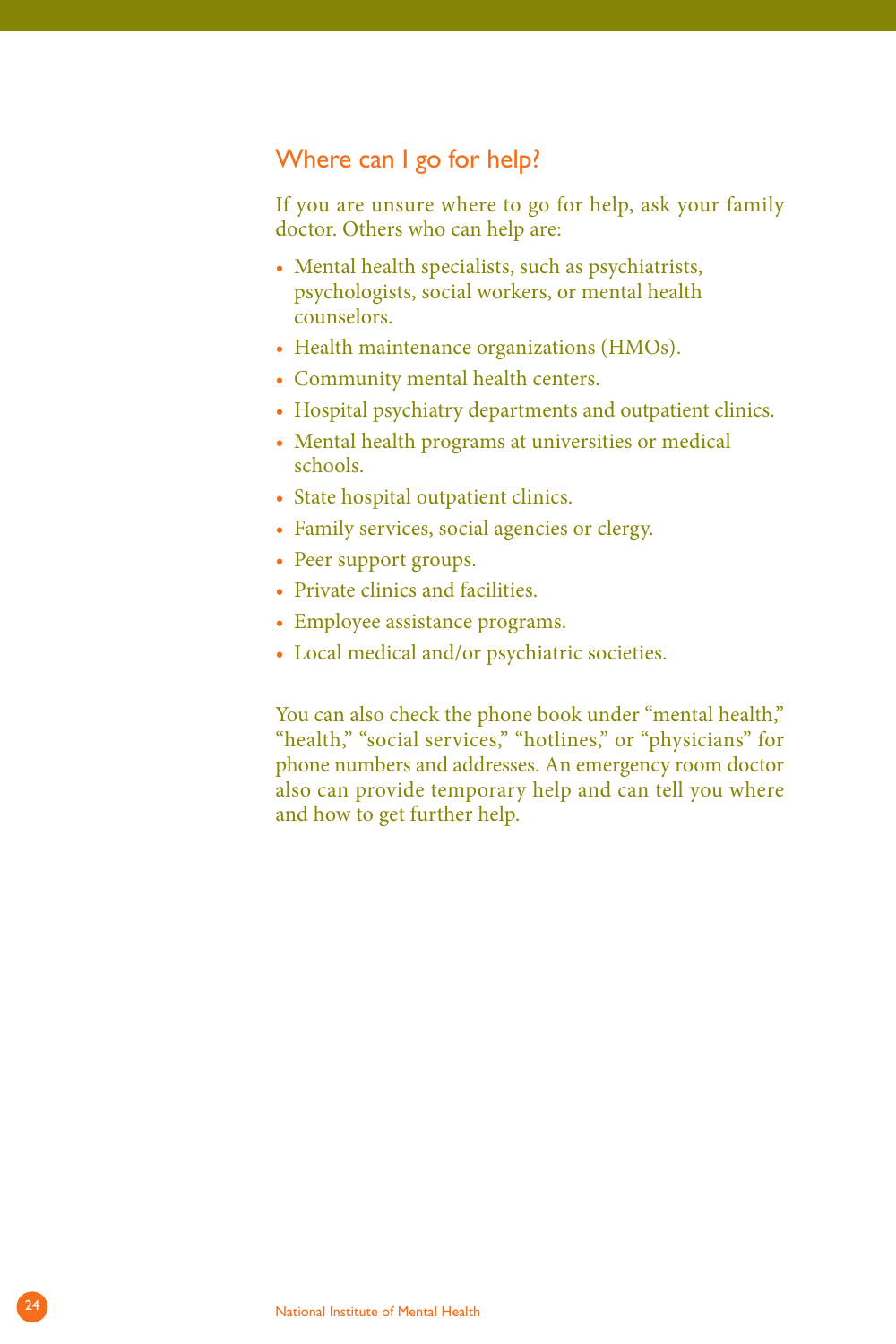## Where can I go for help?

If you are unsure where to go for help, ask your family doctor. Others who can help are:

- Mental health specialists, such as psychiatrists, psychologists, social workers, or mental health counselors.
- Health maintenance organizations (HMOs).
- Community mental health centers.
- Hospital psychiatry departments and outpatient clinics.
- Mental health programs at universities or medical schools.
- State hospital outpatient clinics.
- Family services, social agencies or clergy.
- Peer support groups.
- Private clinics and facilities.
- Employee assistance programs.
- Local medical and/or psychiatric societies.

You can also check the phone book under "mental health," "health," "social services," "hotlines," or "physicians" for phone numbers and addresses. An emergency room doctor also can provide temporary help and can tell you where and how to get further help.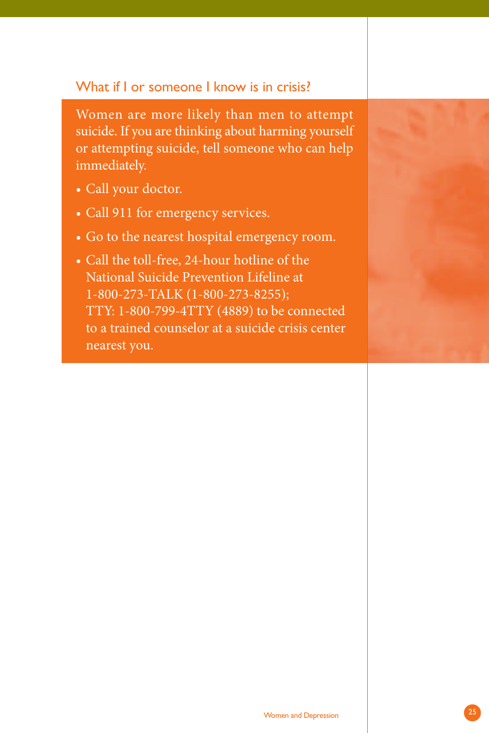## What if I or someone I know is in crisis?

Women are more likely than men to attempt suicide. If you are thinking about harming yourself or attempting suicide, tell someone who can help immediately.

- Call your doctor.
- Call 911 for emergency services.
- Go to the nearest hospital emergency room.
- Call the toll-free, 24-hour hotline of the National Suicide Prevention Lifeline at 1-800-273-TALK (1-800-273-8255); TTY: 1-800-799-4TTY (4889) to be connected to a trained counselor at a suicide crisis center nearest you.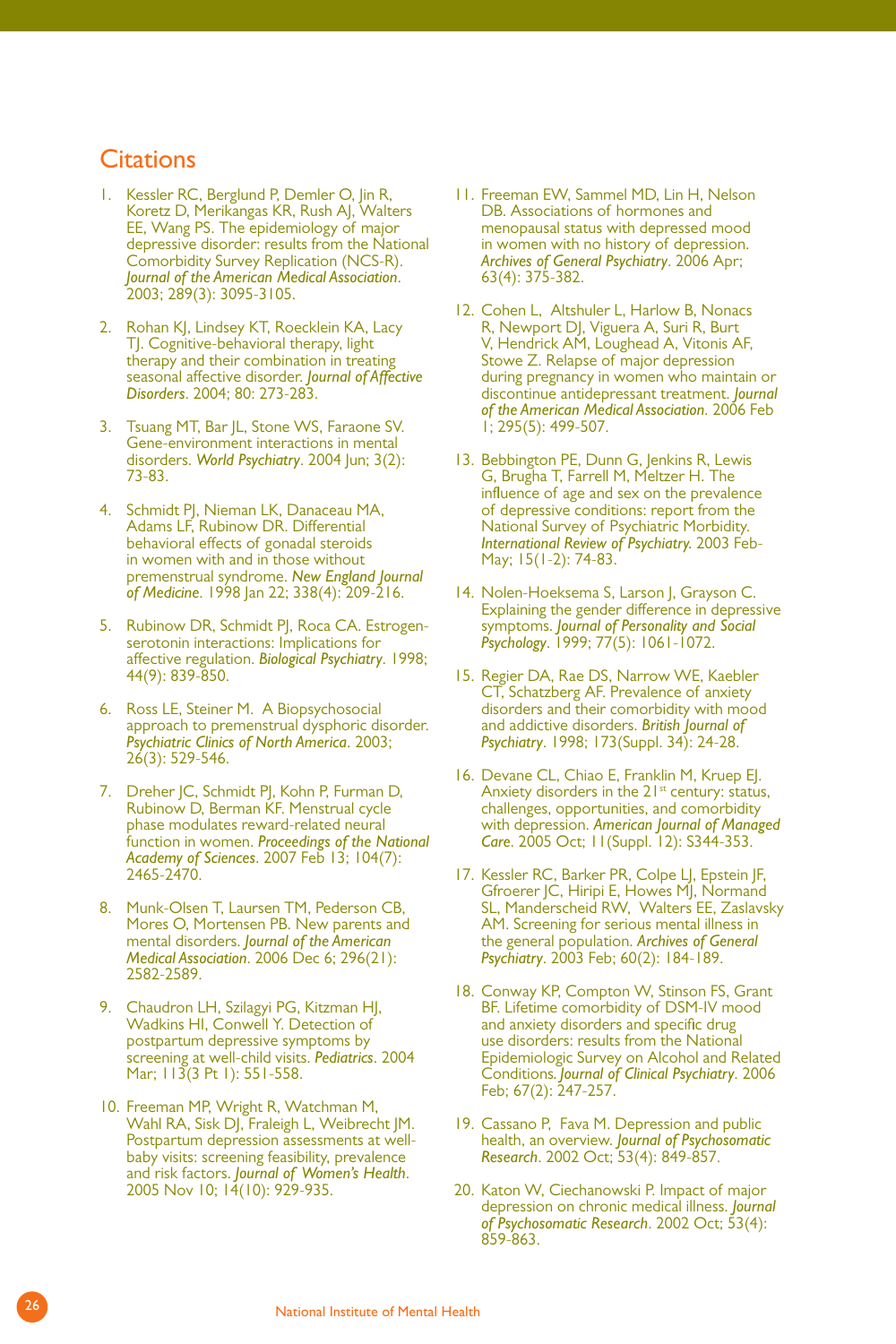## Citations

1. Kessler RC, Berglund P, Demler O, Jin R, Koretz D, Merikangas KR, Rush AJ, Walters EE, Wang PS. The epidemiology of major depressive disorder: results from the National Comorbidity Survey Replication (NCS-R). *Journal of the American Medical Association*. 2003; 289(3): 3095-3105.

2. Rohan KJ, Lindsey KT, Roecklein KA, Lacy TJ. Cognitive-behavioral therapy, light therapy and their combination in treating seasonal affective disorder. *Journal of Affective Disorders*. 2004; 80: 273-283.

3. Tsuang MT, Bar JL, Stone WS, Faraone SV. Gene-environment interactions in mental disorders. *World Psychiatry*. 2004 Jun; 3(2): 73-83.

4. Schmidt PJ, Nieman LK, Danaceau MA, Adams LF, Rubinow DR. Differential behavioral effects of gonadal steroids in women with and in those without premenstrual syndrome. *New England Journal of Medicine*. 1998 Jan 22; 338(4): 209-216.

5. Rubinow DR, Schmidt PJ, Roca CA. Estrogen-serotonin interactions: Implications for affective regulation. *Biological Psychiatry*. 1998; 44(9): 839-850.

6. Ross LE, Steiner M. A Biopsychosocial approach to premenstrual dysphoric disorder. *Psychiatric Clinics of North America*. 2003; 26(3): 529-546.

7. Dreher JC, Schmidt PJ, Kohn P, Furman D, Rubinow D, Berman KF. Menstrual cycle phase modulates reward-related neural function in women. *Proceedings of the National Academy of Sciences*. 2007 Feb 13; 104(7): 2465-2470.

8. Munk-Olsen T, Laursen TM, Pederson CB, Mores O, Mortensen PB. New parents and mental disorders. *Journal of the American Medical Association*. 2006 Dec 6; 296(21): 2582-2589.

9. Chaudron LH, Szilagyi PG, Kitzman HJ, Wadkins HI, Conwell Y. Detection of postpartum depressive symptoms by screening at well-child visits. *Pediatrics*. 2004 Mar; 113(3 Pt 1): 551-558.

10. Freeman MP, Wright R, Watchman M, Wahl RA, Sisk DJ, Fraleigh L, Weibrecht JM. Postpartum depression assessments at well-baby visits: screening feasibility, prevalence and risk factors. *Journal of Women's Health*. 2005 Nov 10; 14(10): 929-935.

11. Freeman EW, Sammel MD, Lin H, Nelson DB. Associations of hormones and menopausal status with depressed mood in women with no history of depression. *Archives of General Psychiatry*. 2006 Apr; 63(4): 375-382.

12. Cohen L, Altshuler L, Harlow B, Nonacs R, Newport DJ, Viguera A, Suri R, Burt V, Hendrick AM, Loughead A, Vitonis AF, Stowe Z. Relapse of major depression during pregnancy in women who maintain or discontinue antidepressant treatment. *Journal of the American Medical Association*. 2006 Feb 1; 295(5): 499-507.

13. Bebbington PE, Dunn G, Jenkins R, Lewis G, Brugha T, Farrell M, Meltzer H. The influence of age and sex on the prevalence of depressive conditions: report from the National Survey of Psychiatric Morbidity. *International Review of Psychiatry*. 2003 Feb-May; 15(1-2): 74-83.

14. Nolen-Hoeksema S, Larson J, Grayson C. Explaining the gender difference in depressive symptoms. *Journal of Personality and Social Psychology*. 1999; 77(5): 1061-1072.

15. Regier DA, Rae DS, Narrow WE, Kaebler CT, Schatzberg AF. Prevalence of anxiety disorders and their comorbidity with mood and addictive disorders. *British Journal of Psychiatry*. 1998; 173(Suppl. 34): 24-28.

16. Devane CL, Chiao E, Franklin M, Kruep EJ. Anxiety disorders in the 21st century: status, challenges, opportunities, and comorbidity with depression. *American Journal of Managed Care*. 2005 Oct; 11(Suppl. 12): S344-353.

17. Kessler RC, Barker PR, Colpe LJ, Epstein JF, Gfroerer JC, Hiripi E, Howes MJ, Normand SL, Manderscheid RW, Walters EE, Zaslavsky AM. Screening for serious mental illness in the general population. *Archives of General Psychiatry*. 2003 Feb; 60(2): 184-189.

18. Conway KP, Compton W, Stinson FS, Grant BF. Lifetime comorbidity of DSM-IV mood and anxiety disorders and specific drug use disorders: results from the National Epidemiologic Survey on Alcohol and Related Conditions. *Journal of Clinical Psychiatry*. 2006 Feb; 67(2): 247-257.

19. Cassano P, Fava M. Depression and public health, an overview. *Journal of Psychosomatic Research*. 2002 Oct; 53(4): 849-857.

20. Katon W, Ciechanowski P. Impact of major depression on chronic medical illness. *Journal of Psychosomatic Research*. 2002 Oct; 53(4): 859-863.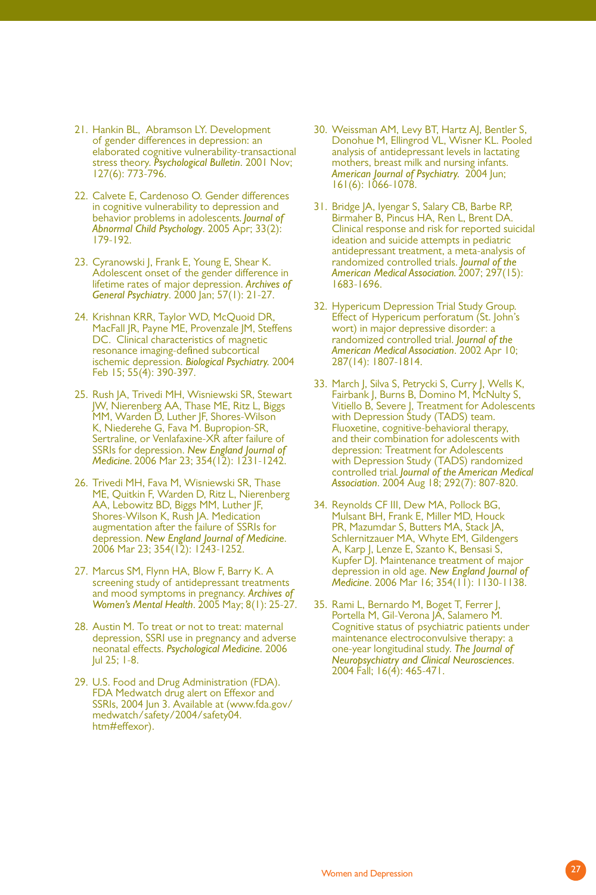21. Hankin BL, Abramson LY. Development of gender differences in depression: an elaborated cognitive vulnerability-transactional stress theory. *Psychological Bulletin*. 2001 Nov; 127(6): 773-796.

22. Calvete E, Cardenoso O. Gender differences in cognitive vulnerability to depression and behavior problems in adolescents. *Journal of Abnormal Child Psychology*. 2005 Apr; 33(2): 179-192.

23. Cyranowski J, Frank E, Young E, Shear K. Adolescent onset of the gender difference in lifetime rates of major depression. *Archives of General Psychiatry*. 2000 Jan; 57(1): 21-27.

24. Krishnan KRR, Taylor WD, McQuoid DR, MacFall JR, Payne ME, Provenzale JM, Steffens DC. Clinical characteristics of magnetic resonance imaging-defined subcortical ischemic depression. *Biological Psychiatry*. 2004 Feb 15; 55(4): 390-397.

25. Rush JA, Trivedi MH, Wisniewski SR, Stewart JW, Nierenberg AA, Thase ME, Ritz L, Biggs MM, Warden D, Luther JF, Shores-Wilson K, Niederehe G, Fava M. Bupropion-SR, Sertraline, or Venlafaxine-XR after failure of SSRIs for depression. *New England Journal of Medicine*. 2006 Mar 23; 354(12): 1231-1242.

26. Trivedi MH, Fava M, Wisniewski SR, Thase ME, Quitkin F, Warden D, Ritz L, Nierenberg AA, Lebowitz BD, Biggs MM, Luther JF, Shores-Wilson K, Rush JA. Medication augmentation after the failure of SSRIs for depression. *New England Journal of Medicine*. 2006 Mar 23; 354(12): 1243-1252.

27. Marcus SM, Flynn HA, Blow F, Barry K. A screening study of antidepressant treatments and mood symptoms in pregnancy. *Archives of Women's Mental Health*. 2005 May; 8(1): 25-27.

28. Austin M. To treat or not to treat: maternal depression, SSRI use in pregnancy and adverse neonatal effects. *Psychological Medicine*. 2006 Jul 25; 1-8.

29. U.S. Food and Drug Administration (FDA). FDA Medwatch drug alert on Effexor and SSRIs, 2004 Jun 3. Available at (www.fda.gov/medwatch/safety/2004/safety04.htm#effexor).

30. Weissman AM, Levy BT, Hartz AJ, Bentler S, Donohue M, Ellingrod VL, Wisner KL. Pooled analysis of antidepressant levels in lactating mothers, breast milk and nursing infants. *American Journal of Psychiatry*. 2004 Jun; 161(6): 1066-1078.

31. Bridge JA, Iyengar S, Salary CB, Barbe RP, Birmaher B, Pincus HA, Ren L, Brent DA. Clinical response and risk for reported suicidal ideation and suicide attempts in pediatric antidepressant treatment, a meta-analysis of randomized controlled trials. *Journal of the American Medical Association*. 2007; 297(15): 1683-1696.

32. Hypericum Depression Trial Study Group. Effect of Hypericum perforatum (St. John's wort) in major depressive disorder: a randomized controlled trial. *Journal of the American Medical Association*. 2002 Apr 10; 287(14): 1807-1814.

33. March J, Silva S, Petrycki S, Curry J, Wells K, Fairbank J, Burns B, Domino M, McNulty S, Vitiello B, Severe J, Treatment for Adolescents with Depression Study (TADS) team. Fluoxetine, cognitive-behavioral therapy, and their combination for adolescents with depression: Treatment for Adolescents with Depression Study (TADS) randomized controlled trial. *Journal of the American Medical Association*. 2004 Aug 18; 292(7): 807-820.

34. Reynolds CF III, Dew MA, Pollock BG, Mulsant BH, Frank E, Miller MD, Houck PR, Mazumdar S, Butters MA, Stack JA, Schlernitzauer MA, Whyte EM, Gildengers A, Karp J, Lenze E, Szanto K, Bensasi S, Kupfer DJ. Maintenance treatment of major depression in old age. *New England Journal of Medicine*. 2006 Mar 16; 354(11): 1130-1138.

35. Rami L, Bernardo M, Boget T, Ferrer J, Portella M, Gil-Verona JA, Salamero M. Cognitive status of psychiatric patients under maintenance electroconvulsive therapy: a one-year longitudinal study. *The Journal of Neuropsychiatry and Clinical Neurosciences*. 2004 Fall; 16(4): 465-471.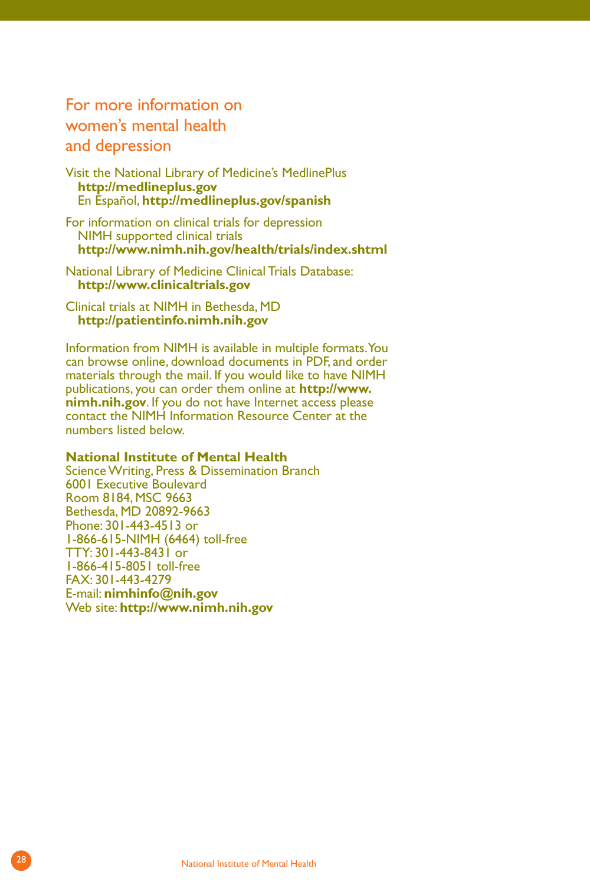## For more information on women's mental health and depression

Visit the National Library of Medicine's MedlinePlus
**http://medlineplus.gov**
En Español, **http://medlineplus.gov/spanish**

For information on clinical trials for depression
NIMH supported clinical trials
**http://www.nimh.nih.gov/health/trials/index.shtml**

National Library of Medicine Clinical Trials Database:
**http://www.clinicaltrials.gov**

Clinical trials at NIMH in Bethesda, MD
**http://patientinfo.nimh.nih.gov**

Information from NIMH is available in multiple formats. You can browse online, download documents in PDF, and order materials through the mail. If you would like to have NIMH publications, you can order them online at **http://www.nimh.nih.gov**. If you do not have Internet access please contact the NIMH Information Resource Center at the numbers listed below.

**National Institute of Mental Health**
Science Writing, Press & Dissemination Branch
6001 Executive Boulevard
Room 8184, MSC 9663
Bethesda, MD 20892-9663
Phone: 301-443-4513 or
1-866-615-NIMH (6464) toll-free
TTY: 301-443-8431 or
1-866-415-8051 toll-free
FAX: 301-443-4279
E-mail: **nimhinfo@nih.gov**
Web site: **http://www.nimh.nih.gov**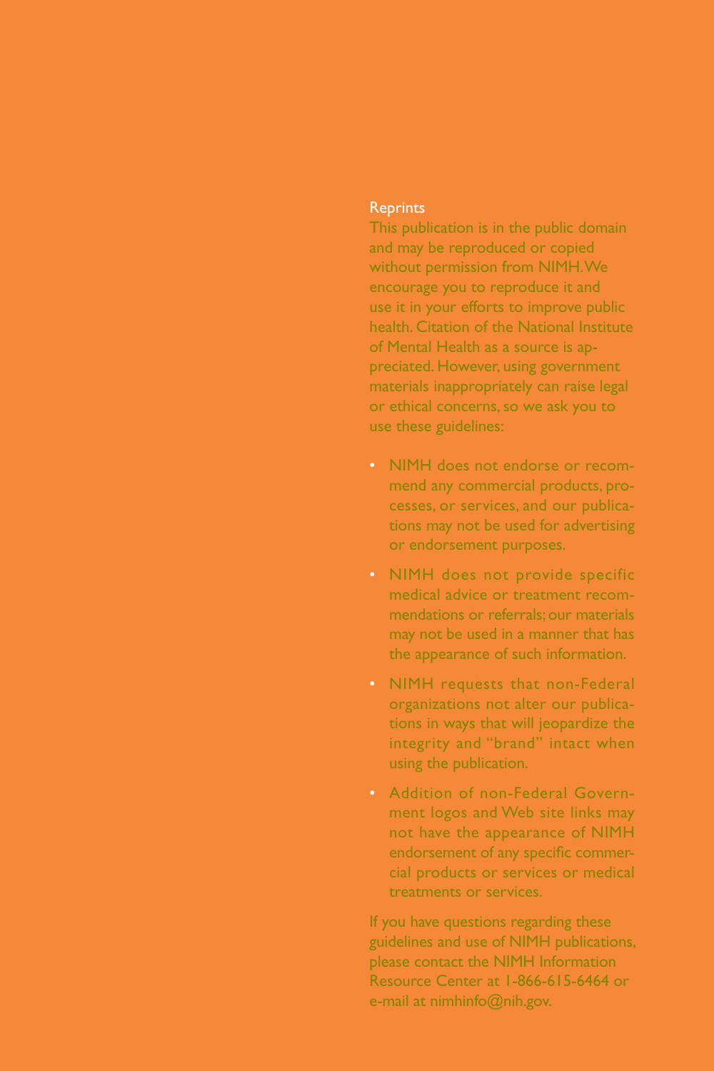## Reprints

This publication is in the public domain and may be reproduced or copied without permission from NIMH. We encourage you to reproduce it and use it in your efforts to improve public health. Citation of the National Institute of Mental Health as a source is appreciated. However, using government materials inappropriately can raise legal or ethical concerns, so we ask you to use these guidelines:

- NIMH does not endorse or recommend any commercial products, processes, or services, and our publications may not be used for advertising or endorsement purposes.
- NIMH does not provide specific medical advice or treatment recommendations or referrals; our materials may not be used in a manner that has the appearance of such information.
- NIMH requests that non-Federal organizations not alter our publications in ways that will jeopardize the integrity and "brand" intact when using the publication.
- Addition of non-Federal Government logos and Web site links may not have the appearance of NIMH endorsement of any specific commercial products or services or medical treatments or services.

If you have questions regarding these guidelines and use of NIMH publications, please contact the NIMH Information Resource Center at 1-866-615-6464 or e-mail at nimhinfo@nih.gov.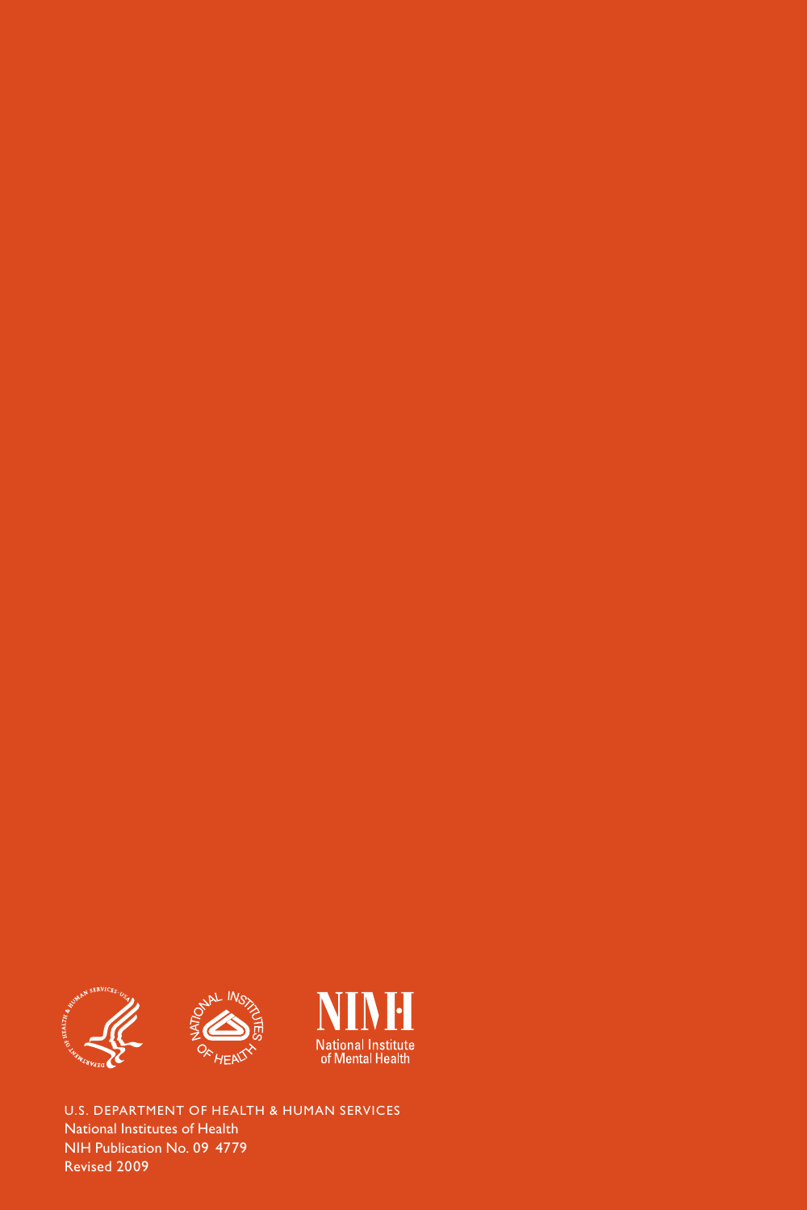NIMH

National Institute of Mental Health

U.S. DEPARTMENT OF HEALTH & HUMAN SERVICES
National Institutes of Health
NIH Publication No. 09 4779
Revised 2009